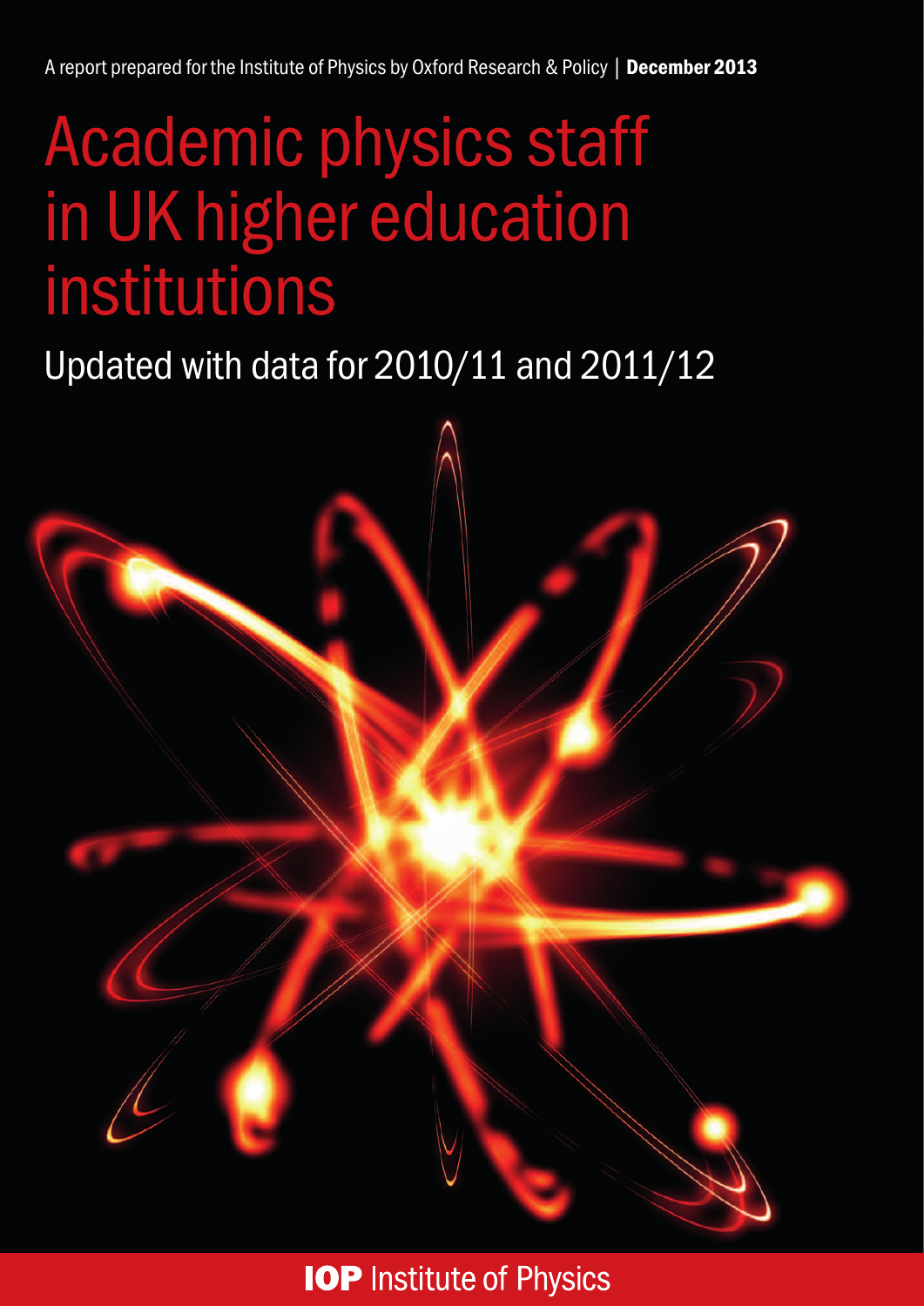A report prepared for the Institute of Physics by Oxford Research & Policy | **December 2013**

# Academic physics staff in UK higher education institutions

## Updated with data for 2010/11 and 2011/12

**IOP** Institute of Physics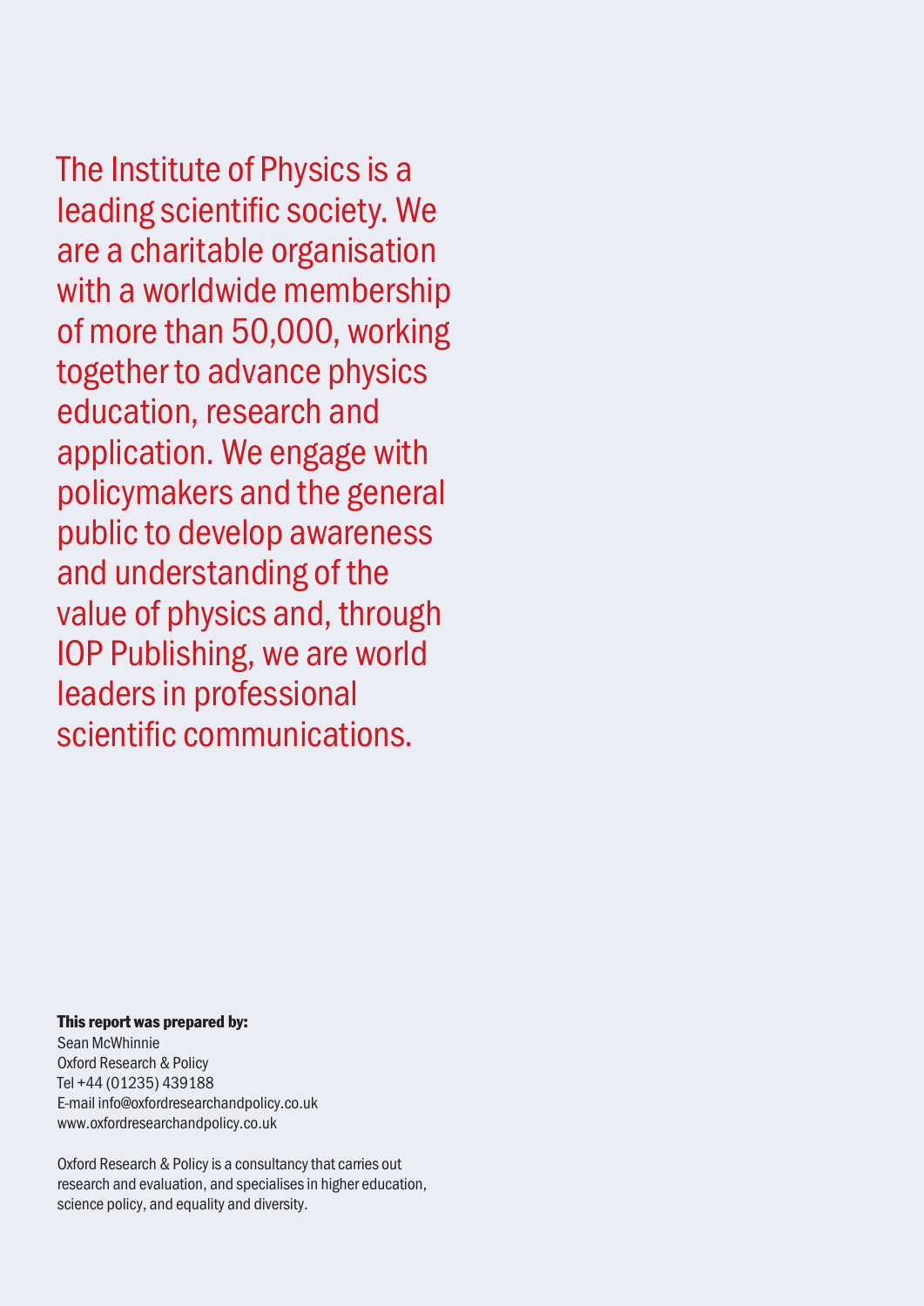The Institute of Physics is a leading scientific society. We are a charitable organisation with a worldwide membership of more than 50,000, working together to advance physics education, research and application. We engage with policymakers and the general public to develop awareness and understanding of the value of physics and, through IOP Publishing, we are world leaders in professional scientific communications.

**This report was prepared by:**
Sean McWhinnie
Oxford Research & Policy
Tel +44 (01235) 439188
E-mail info@oxfordresearchandpolicy.co.uk
www.oxfordresearchandpolicy.co.uk

Oxford Research & Policy is a consultancy that carries out research and evaluation, and specialises in higher education, science policy, and equality and diversity.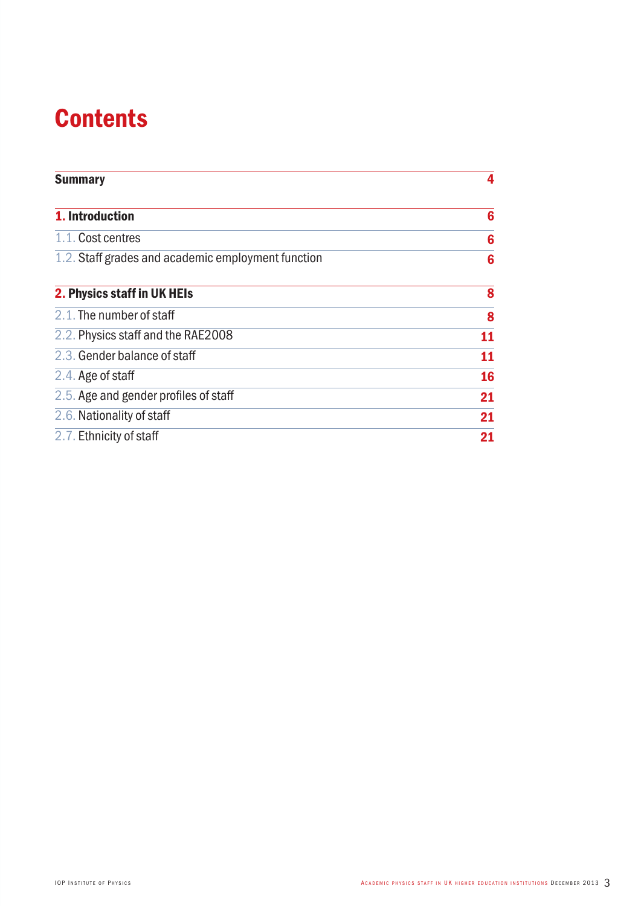# Contents

| | |
|---|---|
| **Summary** | **4** |
| **1. Introduction** | **6** |
| 1.1. Cost centres | **6** |
| 1.2. Staff grades and academic employment function | **6** |
| **2. Physics staff in UK HEIs** | **8** |
| 2.1. The number of staff | **8** |
| 2.2. Physics staff and the RAE2008 | **11** |
| 2.3. Gender balance of staff | **11** |
| 2.4. Age of staff | **16** |
| 2.5. Age and gender profiles of staff | **21** |
| 2.6. Nationality of staff | **21** |
| 2.7. Ethnicity of staff | **21** |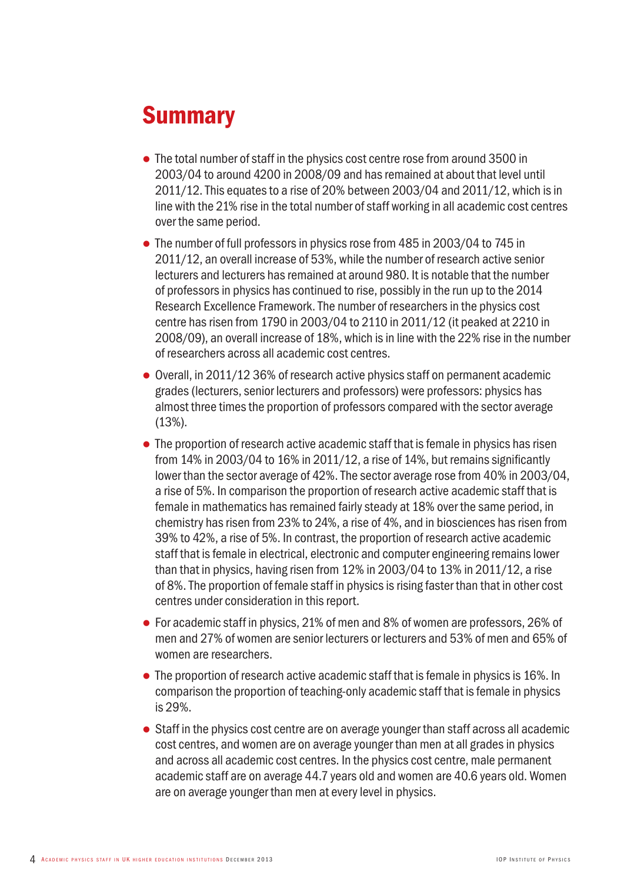# Summary

- The total number of staff in the physics cost centre rose from around 3500 in 2003/04 to around 4200 in 2008/09 and has remained at about that level until 2011/12. This equates to a rise of 20% between 2003/04 and 2011/12, which is in line with the 21% rise in the total number of staff working in all academic cost centres over the same period.
- The number of full professors in physics rose from 485 in 2003/04 to 745 in 2011/12, an overall increase of 53%, while the number of research active senior lecturers and lecturers has remained at around 980. It is notable that the number of professors in physics has continued to rise, possibly in the run up to the 2014 Research Excellence Framework. The number of researchers in the physics cost centre has risen from 1790 in 2003/04 to 2110 in 2011/12 (it peaked at 2210 in 2008/09), an overall increase of 18%, which is in line with the 22% rise in the number of researchers across all academic cost centres.
- Overall, in 2011/12 36% of research active physics staff on permanent academic grades (lecturers, senior lecturers and professors) were professors: physics has almost three times the proportion of professors compared with the sector average (13%).
- The proportion of research active academic staff that is female in physics has risen from 14% in 2003/04 to 16% in 2011/12, a rise of 14%, but remains significantly lower than the sector average of 42%. The sector average rose from 40% in 2003/04, a rise of 5%. In comparison the proportion of research active academic staff that is female in mathematics has remained fairly steady at 18% over the same period, in chemistry has risen from 23% to 24%, a rise of 4%, and in biosciences has risen from 39% to 42%, a rise of 5%. In contrast, the proportion of research active academic staff that is female in electrical, electronic and computer engineering remains lower than that in physics, having risen from 12% in 2003/04 to 13% in 2011/12, a rise of 8%. The proportion of female staff in physics is rising faster than that in other cost centres under consideration in this report.
- For academic staff in physics, 21% of men and 8% of women are professors, 26% of men and 27% of women are senior lecturers or lecturers and 53% of men and 65% of women are researchers.
- The proportion of research active academic staff that is female in physics is 16%. In comparison the proportion of teaching-only academic staff that is female in physics is 29%.
- Staff in the physics cost centre are on average younger than staff across all academic cost centres, and women are on average younger than men at all grades in physics and across all academic cost centres. In the physics cost centre, male permanent academic staff are on average 44.7 years old and women are 40.6 years old. Women are on average younger than men at every level in physics.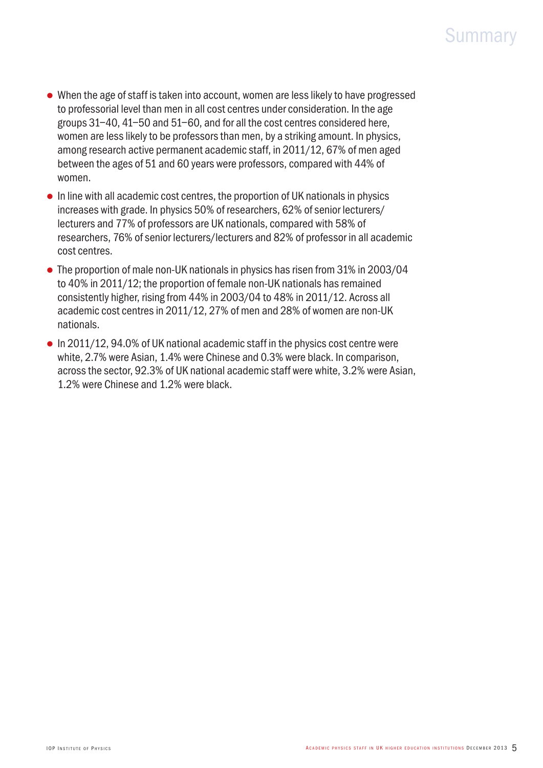- When the age of staff is taken into account, women are less likely to have progressed to professorial level than men in all cost centres under consideration. In the age groups 31–40, 41–50 and 51–60, and for all the cost centres considered here, women are less likely to be professors than men, by a striking amount. In physics, among research active permanent academic staff, in 2011/12, 67% of men aged between the ages of 51 and 60 years were professors, compared with 44% of women.
- In line with all academic cost centres, the proportion of UK nationals in physics increases with grade. In physics 50% of researchers, 62% of senior lecturers/lecturers and 77% of professors are UK nationals, compared with 58% of researchers, 76% of senior lecturers/lecturers and 82% of professor in all academic cost centres.
- The proportion of male non-UK nationals in physics has risen from 31% in 2003/04 to 40% in 2011/12; the proportion of female non-UK nationals has remained consistently higher, rising from 44% in 2003/04 to 48% in 2011/12. Across all academic cost centres in 2011/12, 27% of men and 28% of women are non-UK nationals.
- In 2011/12, 94.0% of UK national academic staff in the physics cost centre were white, 2.7% were Asian, 1.4% were Chinese and 0.3% were black. In comparison, across the sector, 92.3% of UK national academic staff were white, 3.2% were Asian, 1.2% were Chinese and 1.2% were black.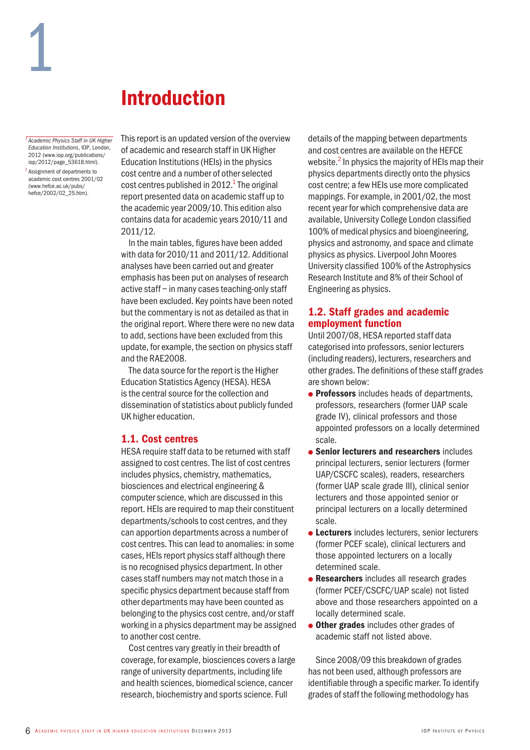# 1 Introduction

This report is an updated version of the overview of academic and research staff in UK Higher Education Institutions (HEIs) in the physics cost centre and a number of other selected cost centres published in 2012.[1] The original report presented data on academic staff up to the academic year 2009/10. This edition also contains data for academic years 2010/11 and 2011/12.

In the main tables, figures have been added with data for 2010/11 and 2011/12. Additional analyses have been carried out and greater emphasis has been put on analyses of research active staff – in many cases teaching-only staff have been excluded. Key points have been noted but the commentary is not as detailed as that in the original report. Where there were no new data to add, sections have been excluded from this update, for example, the section on physics staff and the RAE2008.

The data source for the report is the Higher Education Statistics Agency (HESA). HESA is the central source for the collection and dissemination of statistics about publicly funded UK higher education.

## 1.1. Cost centres

HESA require staff data to be returned with staff assigned to cost centres. The list of cost centres includes physics, chemistry, mathematics, biosciences and electrical engineering & computer science, which are discussed in this report. HEIs are required to map their constituent departments/schools to cost centres, and they can apportion departments across a number of cost centres. This can lead to anomalies: in some cases, HEIs report physics staff although there is no recognised physics department. In other cases staff numbers may not match those in a specific physics department because staff from other departments may have been counted as belonging to the physics cost centre, and/or staff working in a physics department may be assigned to another cost centre.

Cost centres vary greatly in their breadth of coverage, for example, biosciences covers a large range of university departments, including life and health sciences, biomedical science, cancer research, biochemistry and sports science. Full details of the mapping between departments and cost centres are available on the HEFCE website.[2] In physics the majority of HEIs map their physics departments directly onto the physics cost centre; a few HEIs use more complicated mappings. For example, in 2001/02, the most recent year for which comprehensive data are available, University College London classified 100% of medical physics and bioengineering, physics and astronomy, and space and climate physics as physics. Liverpool John Moores University classified 100% of the Astrophysics Research Institute and 8% of their School of Engineering as physics.

## 1.2. Staff grades and academic employment function

Until 2007/08, HESA reported staff data categorised into professors, senior lecturers (including readers), lecturers, researchers and other grades. The definitions of these staff grades are shown below:

- **Professors** includes heads of departments, professors, researchers (former UAP scale grade IV), clinical professors and those appointed professors on a locally determined scale.
- **Senior lecturers and researchers** includes principal lecturers, senior lecturers (former UAP/CSCFC scales), readers, researchers (former UAP scale grade III), clinical senior lecturers and those appointed senior or principal lecturers on a locally determined scale.
- **Lecturers** includes lecturers, senior lecturers (former PCEF scale), clinical lecturers and those appointed lecturers on a locally determined scale.
- **Researchers** includes all research grades (former PCEF/CSCFC/UAP scale) not listed above and those researchers appointed on a locally determined scale.
- **Other grades** includes other grades of academic staff not listed above.

Since 2008/09 this breakdown of grades has not been used, although professors are identifiable through a specific marker. To identify grades of staff the following methodology has

[1] *Academic Physics Staff in UK Higher Education Institutions*, IOP, London, 2012 (www.iop.org/publications/iop/2012/page_53618.html).

[2] Assignment of departments to academic cost centres 2001/02 (www.hefce.ac.uk/pubs/hefce/2002/02_25.htm).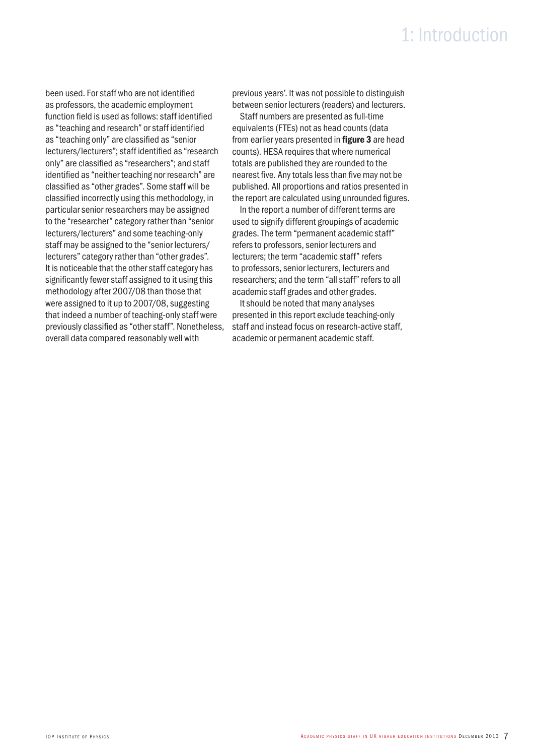been used. For staff who are not identified as professors, the academic employment function field is used as follows: staff identified as "teaching and research" or staff identified as "teaching only" are classified as "senior lecturers/lecturers"; staff identified as "research only" are classified as "researchers"; and staff identified as "neither teaching nor research" are classified as "other grades". Some staff will be classified incorrectly using this methodology, in particular senior researchers may be assigned to the "researcher" category rather than "senior lecturers/lecturers" and some teaching-only staff may be assigned to the "senior lecturers/ lecturers" category rather than "other grades". It is noticeable that the other staff category has significantly fewer staff assigned to it using this methodology after 2007/08 than those that were assigned to it up to 2007/08, suggesting that indeed a number of teaching-only staff were previously classified as "other staff". Nonetheless, overall data compared reasonably well with previous years'. It was not possible to distinguish between senior lecturers (readers) and lecturers.

Staff numbers are presented as full-time equivalents (FTEs) not as head counts (data from earlier years presented in **figure 3** are head counts). HESA requires that where numerical totals are published they are rounded to the nearest five. Any totals less than five may not be published. All proportions and ratios presented in the report are calculated using unrounded figures.

In the report a number of different terms are used to signify different groupings of academic grades. The term "permanent academic staff" refers to professors, senior lecturers and lecturers; the term "academic staff" refers to professors, senior lecturers, lecturers and researchers; and the term "all staff" refers to all academic staff grades and other grades.

It should be noted that many analyses presented in this report exclude teaching-only staff and instead focus on research-active staff, academic or permanent academic staff.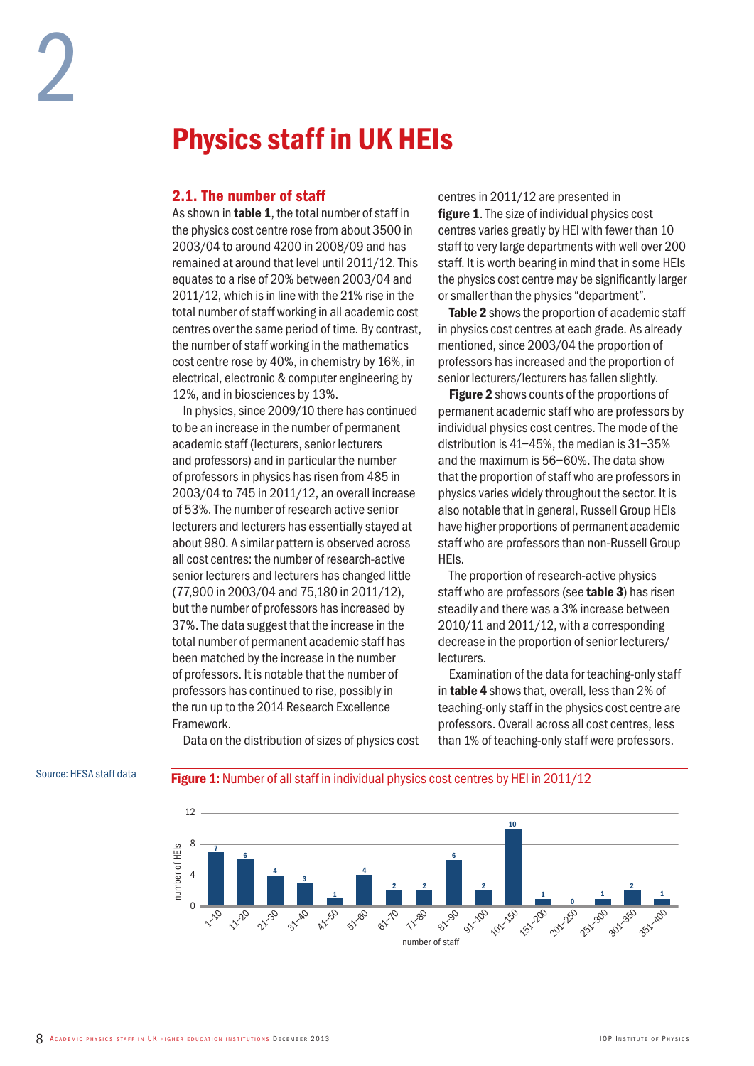# 2

# Physics staff in UK HEIs

## 2.1. The number of staff

As shown in **table 1**, the total number of staff in the physics cost centre rose from about 3500 in 2003/04 to around 4200 in 2008/09 and has remained at around that level until 2011/12. This equates to a rise of 20% between 2003/04 and 2011/12, which is in line with the 21% rise in the total number of staff working in all academic cost centres over the same period of time. By contrast, the number of staff working in the mathematics cost centre rose by 40%, in chemistry by 16%, in electrical, electronic & computer engineering by 12%, and in biosciences by 13%.

In physics, since 2009/10 there has continued to be an increase in the number of permanent academic staff (lecturers, senior lecturers and professors) and in particular the number of professors in physics has risen from 485 in 2003/04 to 745 in 2011/12, an overall increase of 53%. The number of research active senior lecturers and lecturers has essentially stayed at about 980. A similar pattern is observed across all cost centres: the number of research-active senior lecturers and lecturers has changed little (77,900 in 2003/04 and 75,180 in 2011/12), but the number of professors has increased by 37%. The data suggest that the increase in the total number of permanent academic staff has been matched by the increase in the number of professors. It is notable that the number of professors has continued to rise, possibly in the run up to the 2014 Research Excellence Framework.

Data on the distribution of sizes of physics cost centres in 2011/12 are presented in **figure 1**. The size of individual physics cost centres varies greatly by HEI with fewer than 10 staff to very large departments with well over 200 staff. It is worth bearing in mind that in some HEIs the physics cost centre may be significantly larger or smaller than the physics "department".

**Table 2** shows the proportion of academic staff in physics cost centres at each grade. As already mentioned, since 2003/04 the proportion of professors has increased and the proportion of senior lecturers/lecturers has fallen slightly.

**Figure 2** shows counts of the proportions of permanent academic staff who are professors by individual physics cost centres. The mode of the distribution is 41–45%, the median is 31–35% and the maximum is 56–60%. The data show that the proportion of staff who are professors in physics varies widely throughout the sector. It is also notable that in general, Russell Group HEIs have higher proportions of permanent academic staff who are professors than non-Russell Group HEIs.

The proportion of research-active physics staff who are professors (see **table 3**) has risen steadily and there was a 3% increase between 2010/11 and 2011/12, with a corresponding decrease in the proportion of senior lecturers/lecturers.

Examination of the data for teaching-only staff in **table 4** shows that, overall, less than 2% of teaching-only staff in the physics cost centre are professors. Overall across all cost centres, less than 1% of teaching-only staff were professors.

Source: HESA staff data

**Figure 1:** Number of all staff in individual physics cost centres by HEI in 2011/12

| number of staff | number of HEIs |
|---|---|
| 1–10 | 7 |
| 11–20 | 6 |
| 21–30 | 4 |
| 31–40 | 3 |
| 41–50 | 1 |
| 51–60 | 4 |
| 61–70 | 2 |
| 71–80 | 2 |
| 81–90 | 6 |
| 91–100 | 2 |
| 101–150 | 10 |
| 151–200 | 1 |
| 201–250 | 0 |
| 251–300 | 1 |
| 301–350 | 2 |
| 351–400 | 1 |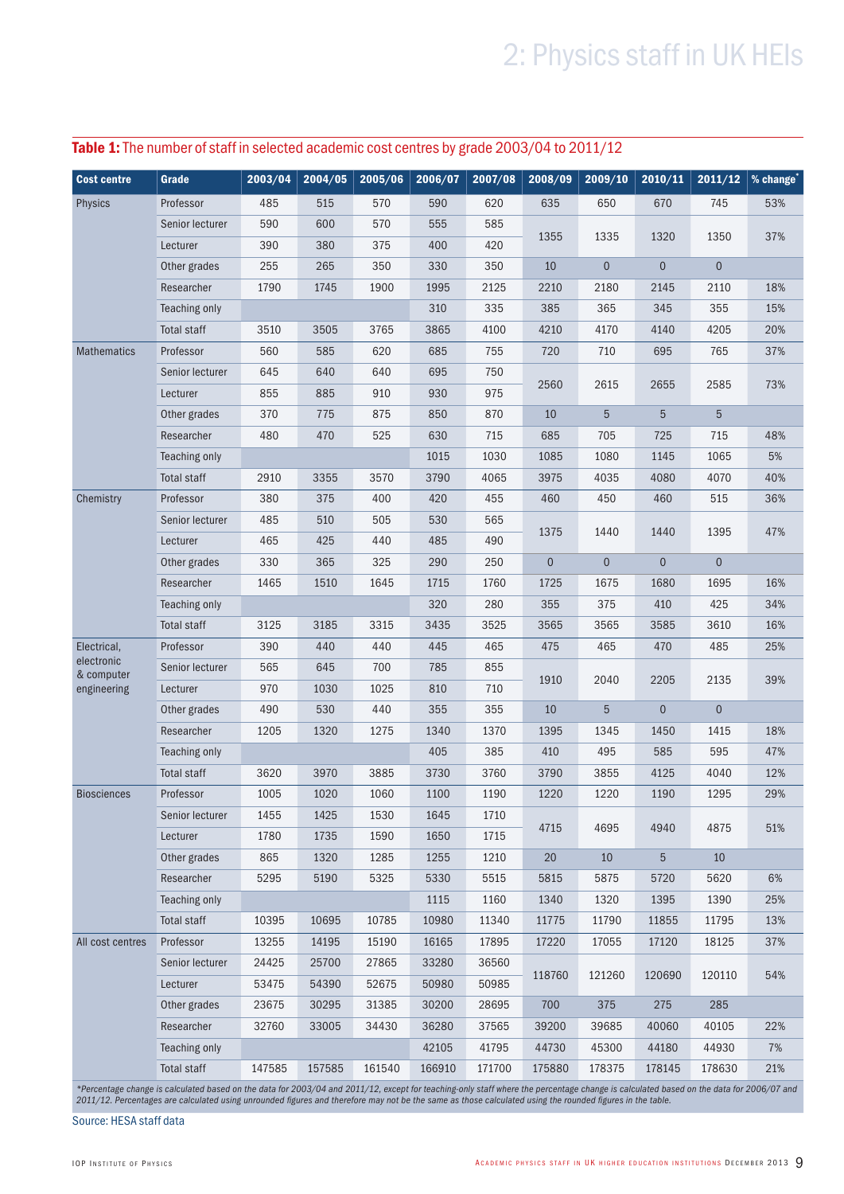**Table 1:** The number of staff in selected academic cost centres by grade 2003/04 to 2011/12

| Cost centre | Grade | 2003/04 | 2004/05 | 2005/06 | 2006/07 | 2007/08 | 2008/09 | 2009/10 | 2010/11 | 2011/12 | % change* |
|---|---|---|---|---|---|---|---|---|---|---|---|
| Physics | Professor | 485 | 515 | 570 | 590 | 620 | 635 | 650 | 670 | 745 | 53% |
| | Senior lecturer | 590 | 600 | 570 | 555 | 585 | 1355 | 1335 | 1320 | 1350 | 37% |
| | Lecturer | 390 | 380 | 375 | 400 | 420 | | | | | |
| | Other grades | 255 | 265 | 350 | 330 | 350 | 10 | 0 | 0 | 0 | |
| | Researcher | 1790 | 1745 | 1900 | 1995 | 2125 | 2210 | 2180 | 2145 | 2110 | 18% |
| | Teaching only | | | | 310 | 335 | 385 | 365 | 345 | 355 | 15% |
| | Total staff | 3510 | 3505 | 3765 | 3865 | 4100 | 4210 | 4170 | 4140 | 4205 | 20% |
| Mathematics | Professor | 560 | 585 | 620 | 685 | 755 | 720 | 710 | 695 | 765 | 37% |
| | Senior lecturer | 645 | 640 | 640 | 695 | 750 | 2560 | 2615 | 2655 | 2585 | 73% |
| | Lecturer | 855 | 885 | 910 | 930 | 975 | | | | | |
| | Other grades | 370 | 775 | 875 | 850 | 870 | 10 | 5 | 5 | 5 | |
| | Researcher | 480 | 470 | 525 | 630 | 715 | 685 | 705 | 725 | 715 | 48% |
| | Teaching only | | | | 1015 | 1030 | 1085 | 1080 | 1145 | 1065 | 5% |
| | Total staff | 2910 | 3355 | 3570 | 3790 | 4065 | 3975 | 4035 | 4080 | 4070 | 40% |
| Chemistry | Professor | 380 | 375 | 400 | 420 | 455 | 460 | 450 | 460 | 515 | 36% |
| | Senior lecturer | 485 | 510 | 505 | 530 | 565 | 1375 | 1440 | 1440 | 1395 | 47% |
| | Lecturer | 465 | 425 | 440 | 485 | 490 | | | | | |
| | Other grades | 330 | 365 | 325 | 290 | 250 | 0 | 0 | 0 | 0 | |
| | Researcher | 1465 | 1510 | 1645 | 1715 | 1760 | 1725 | 1675 | 1680 | 1695 | 16% |
| | Teaching only | | | | 320 | 280 | 355 | 375 | 410 | 425 | 34% |
| | Total staff | 3125 | 3185 | 3315 | 3435 | 3525 | 3565 | 3565 | 3585 | 3610 | 16% |
| Electrical, electronic & computer engineering | Professor | 390 | 440 | 440 | 445 | 465 | 475 | 465 | 470 | 485 | 25% |
| | Senior lecturer | 565 | 645 | 700 | 785 | 855 | 1910 | 2040 | 2205 | 2135 | 39% |
| | Lecturer | 970 | 1030 | 1025 | 810 | 710 | | | | | |
| | Other grades | 490 | 530 | 440 | 355 | 355 | 10 | 5 | 0 | 0 | |
| | Researcher | 1205 | 1320 | 1275 | 1340 | 1370 | 1395 | 1345 | 1450 | 1415 | 18% |
| | Teaching only | | | | 405 | 385 | 410 | 495 | 585 | 595 | 47% |
| | Total staff | 3620 | 3970 | 3885 | 3730 | 3760 | 3790 | 3855 | 4125 | 4040 | 12% |
| Biosciences | Professor | 1005 | 1020 | 1060 | 1100 | 1190 | 1220 | 1220 | 1190 | 1295 | 29% |
| | Senior lecturer | 1455 | 1425 | 1530 | 1645 | 1710 | 4715 | 4695 | 4940 | 4875 | 51% |
| | Lecturer | 1780 | 1735 | 1590 | 1650 | 1715 | | | | | |
| | Other grades | 865 | 1320 | 1285 | 1255 | 1210 | 20 | 10 | 5 | 10 | |
| | Researcher | 5295 | 5190 | 5325 | 5330 | 5515 | 5815 | 5875 | 5720 | 5620 | 6% |
| | Teaching only | | | | 1115 | 1160 | 1340 | 1320 | 1395 | 1390 | 25% |
| | Total staff | 10395 | 10695 | 10785 | 10980 | 11340 | 11775 | 11790 | 11855 | 11795 | 13% |
| All cost centres | Professor | 13255 | 14195 | 15190 | 16165 | 17895 | 17220 | 17055 | 17120 | 18125 | 37% |
| | Senior lecturer | 24425 | 25700 | 27865 | 33280 | 36560 | 118760 | 121260 | 120690 | 120110 | 54% |
| | Lecturer | 53475 | 54390 | 52675 | 50980 | 50985 | | | | | |
| | Other grades | 23675 | 30295 | 31385 | 30200 | 28695 | 700 | 375 | 275 | 285 | |
| | Researcher | 32760 | 33005 | 34430 | 36280 | 37565 | 39200 | 39685 | 40060 | 40105 | 22% |
| | Teaching only | | | | 42105 | 41795 | 44730 | 45300 | 44180 | 44930 | 7% |
| | Total staff | 147585 | 157585 | 161540 | 166910 | 171700 | 175880 | 178375 | 178145 | 178630 | 21% |

*Percentage change is calculated based on the data for 2003/04 and 2011/12, except for teaching-only staff where the percentage change is calculated based on the data for 2006/07 and 2011/12. Percentages are calculated using unrounded figures and therefore may not be the same as those calculated using the rounded figures in the table.

Source: HESA staff data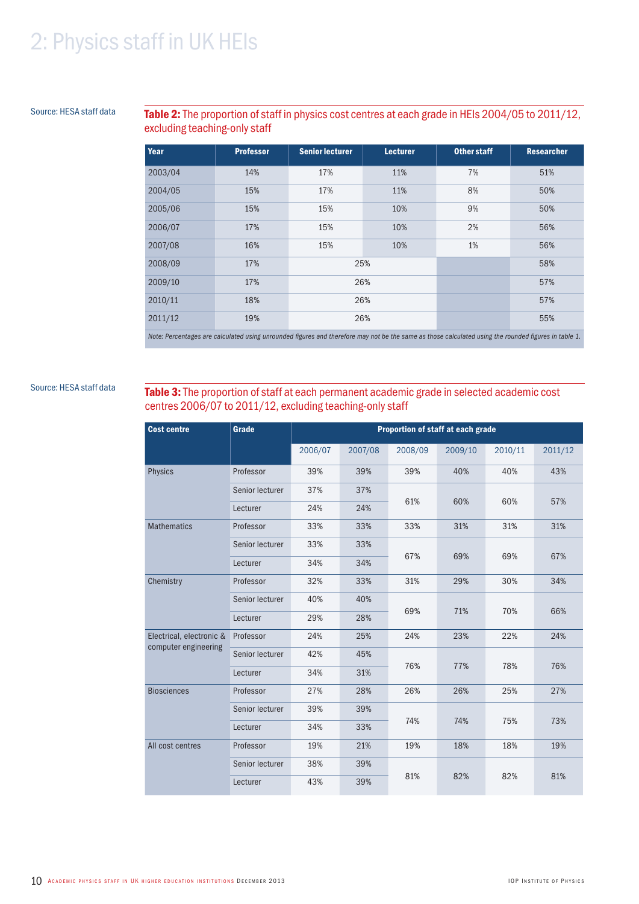# 2: Physics staff in UK HEIs

Source: HESA staff data

**Table 2:** The proportion of staff in physics cost centres at each grade in HEIs 2004/05 to 2011/12, excluding teaching-only staff

| Year | Professor | Senior lecturer | Lecturer | Other staff | Researcher |
|---|---|---|---|---|---|
| 2003/04 | 14% | 17% | 11% | 7% | 51% |
| 2004/05 | 15% | 17% | 11% | 8% | 50% |
| 2005/06 | 15% | 15% | 10% | 9% | 50% |
| 2006/07 | 17% | 15% | 10% | 2% | 56% |
| 2007/08 | 16% | 15% | 10% | 1% | 56% |
| 2008/09 | 17% | 25% | | | 58% |
| 2009/10 | 17% | 26% | | | 57% |
| 2010/11 | 18% | 26% | | | 57% |
| 2011/12 | 19% | 26% | | | 55% |

*Note: Percentages are calculated using unrounded figures and therefore may not be the same as those calculated using the rounded figures in table 1.*

Source: HESA staff data

**Table 3:** The proportion of staff at each permanent academic grade in selected academic cost centres 2006/07 to 2011/12, excluding teaching-only staff

| Cost centre | Grade | Proportion of staff at each grade | | | | | |
|---|---|---|---|---|---|---|---|
| | | 2006/07 | 2007/08 | 2008/09 | 2009/10 | 2010/11 | 2011/12 |
| Physics | Professor | 39% | 39% | 39% | 40% | 40% | 43% |
| | Senior lecturer | 37% | 37% | 61% | 60% | 60% | 57% |
| | Lecturer | 24% | 24% | | | | |
| Mathematics | Professor | 33% | 33% | 33% | 31% | 31% | 31% |
| | Senior lecturer | 33% | 33% | 67% | 69% | 69% | 67% |
| | Lecturer | 34% | 34% | | | | |
| Chemistry | Professor | 32% | 33% | 31% | 29% | 30% | 34% |
| | Senior lecturer | 40% | 40% | 69% | 71% | 70% | 66% |
| | Lecturer | 29% | 28% | | | | |
| Electrical, electronic & computer engineering | Professor | 24% | 25% | 24% | 23% | 22% | 24% |
| | Senior lecturer | 42% | 45% | 76% | 77% | 78% | 76% |
| | Lecturer | 34% | 31% | | | | |
| Biosciences | Professor | 27% | 28% | 26% | 26% | 25% | 27% |
| | Senior lecturer | 39% | 39% | 74% | 74% | 75% | 73% |
| | Lecturer | 34% | 33% | | | | |
| All cost centres | Professor | 19% | 21% | 19% | 18% | 18% | 19% |
| | Senior lecturer | 38% | 39% | 81% | 82% | 82% | 81% |
| | Lecturer | 43% | 39% | | | | |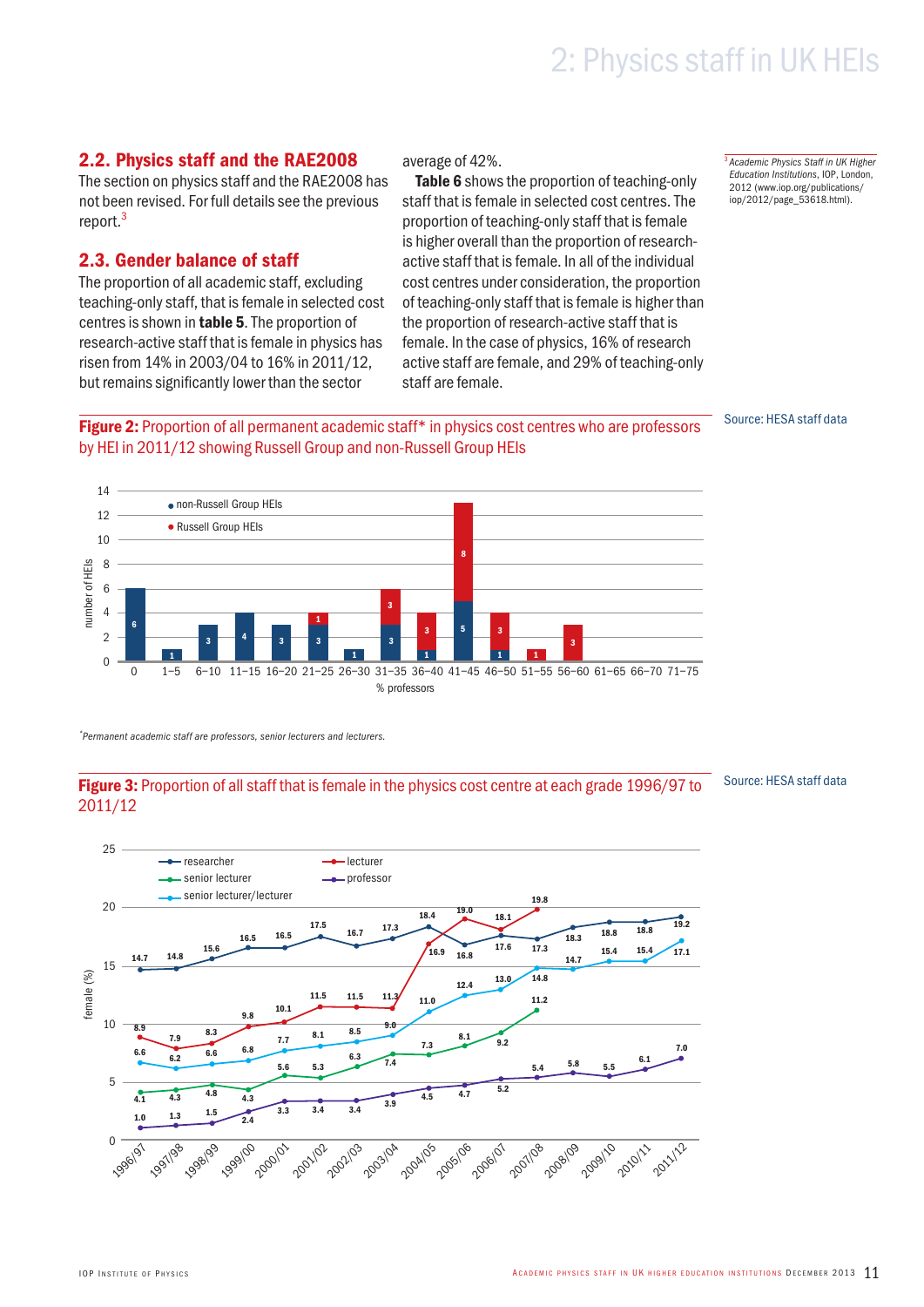## 2.2. Physics staff and the RAE2008

The section on physics staff and the RAE2008 has not been revised. For full details see the previous report.[3]

## 2.3. Gender balance of staff

The proportion of all academic staff, excluding teaching-only staff, that is female in selected cost centres is shown in **table 5**. The proportion of research-active staff that is female in physics has risen from 14% in 2003/04 to 16% in 2011/12, but remains significantly lower than the sector average of 42%.

**Table 6** shows the proportion of teaching-only staff that is female in selected cost centres. The proportion of teaching-only staff that is female is higher overall than the proportion of research-active staff that is female. In all of the individual cost centres under consideration, the proportion of teaching-only staff that is female is higher than the proportion of research-active staff that is female. In the case of physics, 16% of research active staff are female, and 29% of teaching-only staff are female.

[3] *Academic Physics Staff in UK Higher Education Institutions*, IOP, London, 2012 (www.iop.org/publications/iop/2012/page_53618.html).

**Figure 2:** Proportion of all permanent academic staff* in physics cost centres who are professors by HEI in 2011/12 showing Russell Group and non-Russell Group HEIs

Source: HESA staff data

| % professors | non-Russell Group HEIs | Russell Group HEIs |
|---|---|---|
| 0 | 6 | |
| 1–5 | 1 | |
| 6–10 | 3 | |
| 11–15 | 4 | |
| 16–20 | 3 | |
| 21–25 | 3 | 1 |
| 26–30 | 1 | |
| 31–35 | 3 | 3 |
| 36–40 | 1 | 3 |
| 41–45 | 5 | 8 |
| 46–50 | 1 | 3 |
| 51–55 | | 1 |
| 56–60 | | 3 |
| 61–65 | | |
| 66–70 | | |
| 71–75 | | |

*Permanent academic staff are professors, senior lecturers and lecturers.

**Figure 3:** Proportion of all staff that is female in the physics cost centre at each grade 1996/97 to 2011/12

Source: HESA staff data

| Year | researcher | lecturer | senior lecturer | professor | senior lecturer/lecturer |
|---|---|---|---|---|---|
| 1996/97 | 14.7 | 8.9 | 4.1 | 1.0 | 6.6 |
| 1997/98 | 14.8 | 7.9 | 4.3 | 1.3 | 6.2 |
| 1998/99 | 15.6 | 8.3 | 4.8 | 1.5 | 6.6 |
| 1999/00 | 16.5 | 9.8 | 4.3 | 2.4 | 6.8 |
| 2000/01 | 16.5 | 10.1 | 5.6 | 3.3 | 7.7 |
| 2001/02 | 17.5 | 11.5 | 5.3 | 3.4 | 8.1 |
| 2002/03 | 16.7 | 11.5 | 6.3 | 3.4 | 8.5 |
| 2003/04 | 17.3 | 11.3 | 7.4 | 3.9 | 9.0 |
| 2004/05 | 18.4 | 16.9 | 7.3 | 4.5 | 11.0 |
| 2005/06 | 16.8 | 19.0 | 8.1 | 4.7 | 12.4 |
| 2006/07 | 17.6 | 18.1 | 9.2 | 5.2 | 13.0 |
| 2007/08 | 17.3 | 19.8 | 11.2 | 5.4 | 14.8 |
| 2008/09 | 18.3 | | | 5.8 | 14.7 |
| 2009/10 | 18.8 | | | 5.5 | 15.4 |
| 2010/11 | 18.8 | | | 6.1 | 15.4 |
| 2011/12 | 19.2 | | | 7.0 | 17.1 |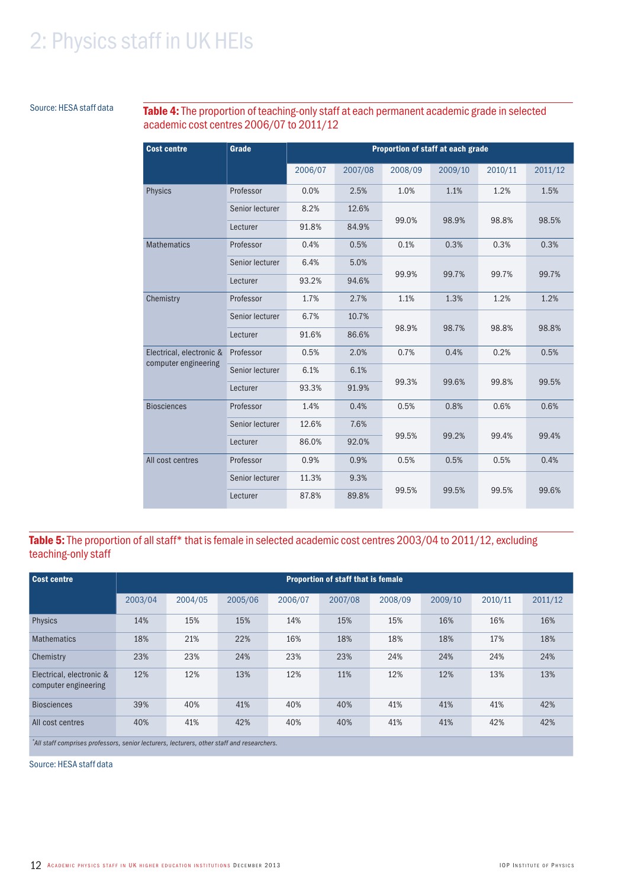# 2: Physics staff in UK HEIs

Source: HESA staff data

**Table 4:** The proportion of teaching-only staff at each permanent academic grade in selected academic cost centres 2006/07 to 2011/12

| Cost centre | Grade | Proportion of staff at each grade | | | | | |
|---|---|---|---|---|---|---|---|
| | | 2006/07 | 2007/08 | 2008/09 | 2009/10 | 2010/11 | 2011/12 |
| Physics | Professor | 0.0% | 2.5% | 1.0% | 1.1% | 1.2% | 1.5% |
| | Senior lecturer | 8.2% | 12.6% | 99.0% | 98.9% | 98.8% | 98.5% |
| | Lecturer | 91.8% | 84.9% | | | | |
| Mathematics | Professor | 0.4% | 0.5% | 0.1% | 0.3% | 0.3% | 0.3% |
| | Senior lecturer | 6.4% | 5.0% | 99.9% | 99.7% | 99.7% | 99.7% |
| | Lecturer | 93.2% | 94.6% | | | | |
| Chemistry | Professor | 1.7% | 2.7% | 1.1% | 1.3% | 1.2% | 1.2% |
| | Senior lecturer | 6.7% | 10.7% | 98.9% | 98.7% | 98.8% | 98.8% |
| | Lecturer | 91.6% | 86.6% | | | | |
| Electrical, electronic & computer engineering | Professor | 0.5% | 2.0% | 0.7% | 0.4% | 0.2% | 0.5% |
| | Senior lecturer | 6.1% | 6.1% | 99.3% | 99.6% | 99.8% | 99.5% |
| | Lecturer | 93.3% | 91.9% | | | | |
| Biosciences | Professor | 1.4% | 0.4% | 0.5% | 0.8% | 0.6% | 0.6% |
| | Senior lecturer | 12.6% | 7.6% | 99.5% | 99.2% | 99.4% | 99.4% |
| | Lecturer | 86.0% | 92.0% | | | | |
| All cost centres | Professor | 0.9% | 0.9% | 0.5% | 0.5% | 0.5% | 0.4% |
| | Senior lecturer | 11.3% | 9.3% | 99.5% | 99.5% | 99.5% | 99.6% |
| | Lecturer | 87.8% | 89.8% | | | | |

**Table 5:** The proportion of all staff* that is female in selected academic cost centres 2003/04 to 2011/12, excluding teaching-only staff

| Cost centre | Proportion of staff that is female | | | | | | | | |
|---|---|---|---|---|---|---|---|---|---|
| | 2003/04 | 2004/05 | 2005/06 | 2006/07 | 2007/08 | 2008/09 | 2009/10 | 2010/11 | 2011/12 |
| Physics | 14% | 15% | 15% | 14% | 15% | 15% | 16% | 16% | 16% |
| Mathematics | 18% | 21% | 22% | 16% | 18% | 18% | 18% | 17% | 18% |
| Chemistry | 23% | 23% | 24% | 23% | 23% | 24% | 24% | 24% | 24% |
| Electrical, electronic & computer engineering | 12% | 12% | 13% | 12% | 11% | 12% | 12% | 13% | 13% |
| Biosciences | 39% | 40% | 41% | 40% | 40% | 41% | 41% | 41% | 42% |
| All cost centres | 40% | 41% | 42% | 40% | 40% | 41% | 41% | 42% | 42% |

*All staff comprises professors, senior lecturers, lecturers, other staff and researchers.*

Source: HESA staff data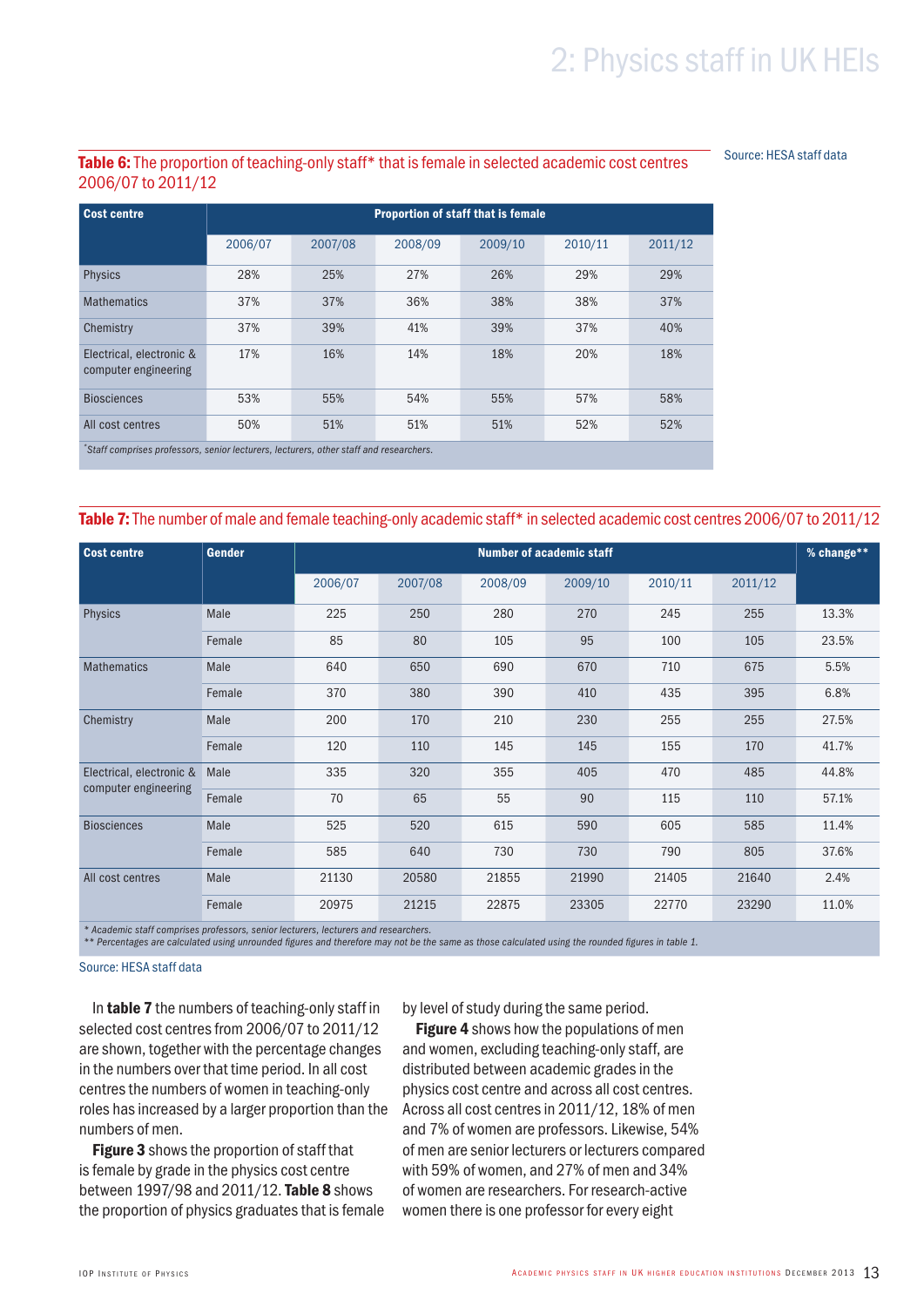**Table 6:** The proportion of teaching-only staff* that is female in selected academic cost centres 2006/07 to 2011/12

Source: HESA staff data

| Cost centre | Proportion of staff that is female | | | | | |
|---|---|---|---|---|---|---|
| | 2006/07 | 2007/08 | 2008/09 | 2009/10 | 2010/11 | 2011/12 |
| Physics | 28% | 25% | 27% | 26% | 29% | 29% |
| Mathematics | 37% | 37% | 36% | 38% | 38% | 37% |
| Chemistry | 37% | 39% | 41% | 39% | 37% | 40% |
| Electrical, electronic & computer engineering | 17% | 16% | 14% | 18% | 20% | 18% |
| Biosciences | 53% | 55% | 54% | 55% | 57% | 58% |
| All cost centres | 50% | 51% | 51% | 51% | 52% | 52% |

*Staff comprises professors, senior lecturers, lecturers, other staff and researchers.*

**Table 7:** The number of male and female teaching-only academic staff* in selected academic cost centres 2006/07 to 2011/12

| Cost centre | Gender | Number of academic staff | | | | | | % change** |
|---|---|---|---|---|---|---|---|---|
| | | 2006/07 | 2007/08 | 2008/09 | 2009/10 | 2010/11 | 2011/12 | |
| Physics | Male | 225 | 250 | 280 | 270 | 245 | 255 | 13.3% |
| | Female | 85 | 80 | 105 | 95 | 100 | 105 | 23.5% |
| Mathematics | Male | 640 | 650 | 690 | 670 | 710 | 675 | 5.5% |
| | Female | 370 | 380 | 390 | 410 | 435 | 395 | 6.8% |
| Chemistry | Male | 200 | 170 | 210 | 230 | 255 | 255 | 27.5% |
| | Female | 120 | 110 | 145 | 145 | 155 | 170 | 41.7% |
| Electrical, electronic & computer engineering | Male | 335 | 320 | 355 | 405 | 470 | 485 | 44.8% |
| | Female | 70 | 65 | 55 | 90 | 115 | 110 | 57.1% |
| Biosciences | Male | 525 | 520 | 615 | 590 | 605 | 585 | 11.4% |
| | Female | 585 | 640 | 730 | 730 | 790 | 805 | 37.6% |
| All cost centres | Male | 21130 | 20580 | 21855 | 21990 | 21405 | 21640 | 2.4% |
| | Female | 20975 | 21215 | 22875 | 23305 | 22770 | 23290 | 11.0% |

*\* Academic staff comprises professors, senior lecturers, lecturers and researchers.*
*\*\* Percentages are calculated using unrounded figures and therefore may not be the same as those calculated using the rounded figures in table 1.*

Source: HESA staff data

In **table 7** the numbers of teaching-only staff in selected cost centres from 2006/07 to 2011/12 are shown, together with the percentage changes in the numbers over that time period. In all cost centres the numbers of women in teaching-only roles has increased by a larger proportion than the numbers of men.

**Figure 3** shows the proportion of staff that is female by grade in the physics cost centre between 1997/98 and 2011/12. **Table 8** shows the proportion of physics graduates that is female by level of study during the same period.

**Figure 4** shows how the populations of men and women, excluding teaching-only staff, are distributed between academic grades in the physics cost centre and across all cost centres. Across all cost centres in 2011/12, 18% of men and 7% of women are professors. Likewise, 54% of men are senior lecturers or lecturers compared with 59% of women, and 27% of men and 34% of women are researchers. For research-active women there is one professor for every eight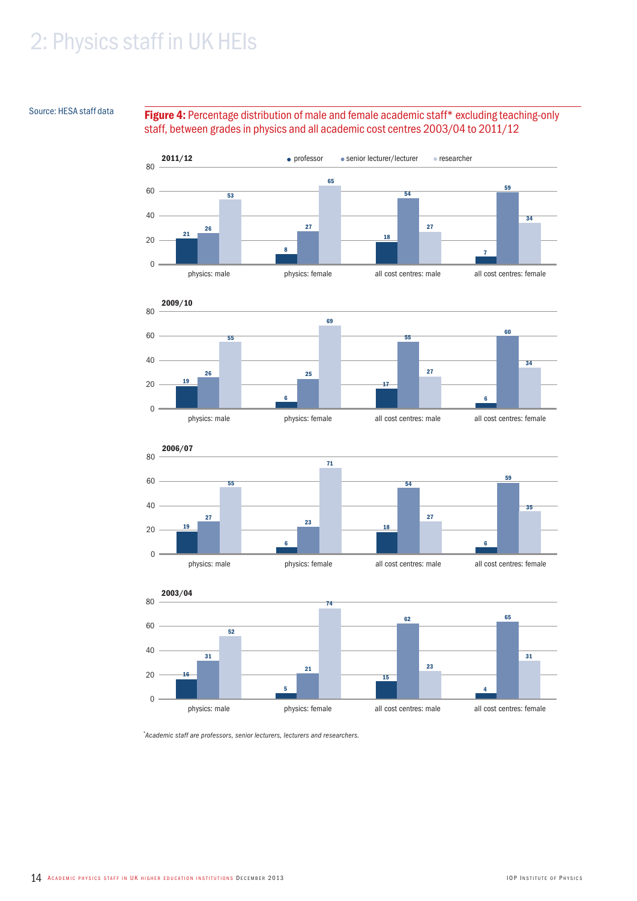# 2: Physics staff in UK HEIs

Source: HESA staff data

**Figure 4:** Percentage distribution of male and female academic staff* excluding teaching-only staff, between grades in physics and all academic cost centres 2003/04 to 2011/12

**2011/12**

| | professor | senior lecturer/lecturer | researcher |
|---|---|---|---|
| physics: male | 21 | 26 | 53 |
| physics: female | 8 | 27 | 65 |
| all cost centres: male | 18 | 54 | 27 |
| all cost centres: female | 7 | 59 | 34 |

**2009/10**

| | professor | senior lecturer/lecturer | researcher |
|---|---|---|---|
| physics: male | 19 | 26 | 55 |
| physics: female | 6 | 25 | 69 |
| all cost centres: male | 17 | 55 | 27 |
| all cost centres: female | 6 | 60 | 34 |

**2006/07**

| | professor | senior lecturer/lecturer | researcher |
|---|---|---|---|
| physics: male | 19 | 27 | 55 |
| physics: female | 6 | 23 | 71 |
| all cost centres: male | 18 | 54 | 27 |
| all cost centres: female | 6 | 59 | 35 |

**2003/04**

| | professor | senior lecturer/lecturer | researcher |
|---|---|---|---|
| physics: male | 16 | 31 | 52 |
| physics: female | 5 | 21 | 74 |
| all cost centres: male | 15 | 62 | 23 |
| all cost centres: female | 4 | 65 | 31 |

*\*Academic staff are professors, senior lecturers, lecturers and researchers.*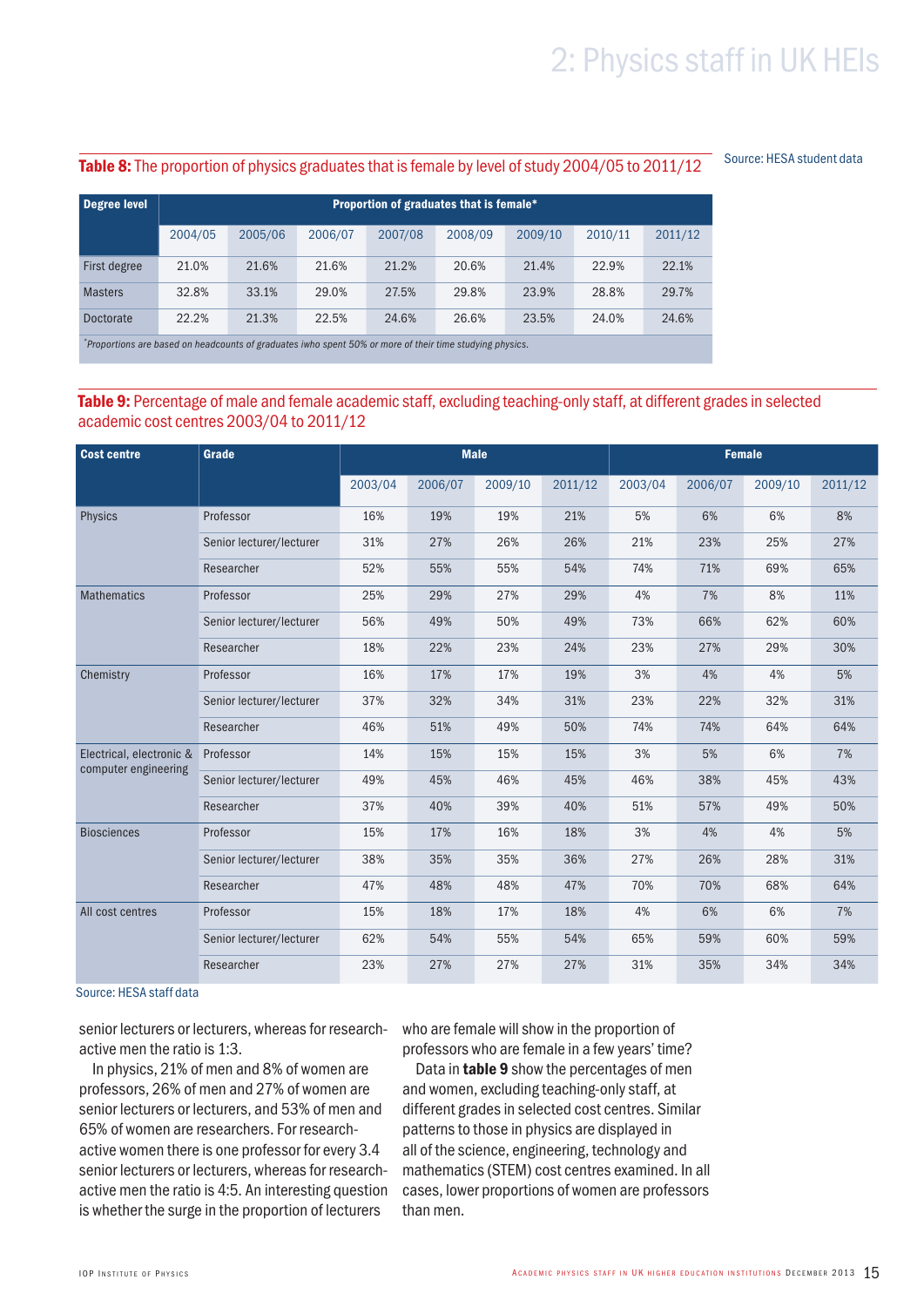**Table 8:** The proportion of physics graduates that is female by level of study 2004/05 to 2011/12

Source: HESA student data

| Degree level | Proportion of graduates that is female* | | | | | | | |
|---|---|---|---|---|---|---|---|---|
| | 2004/05 | 2005/06 | 2006/07 | 2007/08 | 2008/09 | 2009/10 | 2010/11 | 2011/12 |
| First degree | 21.0% | 21.6% | 21.6% | 21.2% | 20.6% | 21.4% | 22.9% | 22.1% |
| Masters | 32.8% | 33.1% | 29.0% | 27.5% | 29.8% | 23.9% | 28.8% | 29.7% |
| Doctorate | 22.2% | 21.3% | 22.5% | 24.6% | 26.6% | 23.5% | 24.0% | 24.6% |

*Proportions are based on headcounts of graduates iwho spent 50% or more of their time studying physics.

**Table 9:** Percentage of male and female academic staff, excluding teaching-only staff, at different grades in selected academic cost centres 2003/04 to 2011/12

| Cost centre | Grade | Male | | | | Female | | | |
|---|---|---|---|---|---|---|---|---|---|
| | | 2003/04 | 2006/07 | 2009/10 | 2011/12 | 2003/04 | 2006/07 | 2009/10 | 2011/12 |
| Physics | Professor | 16% | 19% | 19% | 21% | 5% | 6% | 6% | 8% |
| | Senior lecturer/lecturer | 31% | 27% | 26% | 26% | 21% | 23% | 25% | 27% |
| | Researcher | 52% | 55% | 55% | 54% | 74% | 71% | 69% | 65% |
| Mathematics | Professor | 25% | 29% | 27% | 29% | 4% | 7% | 8% | 11% |
| | Senior lecturer/lecturer | 56% | 49% | 50% | 49% | 73% | 66% | 62% | 60% |
| | Researcher | 18% | 22% | 23% | 24% | 23% | 27% | 29% | 30% |
| Chemistry | Professor | 16% | 17% | 17% | 19% | 3% | 4% | 4% | 5% |
| | Senior lecturer/lecturer | 37% | 32% | 34% | 31% | 23% | 22% | 32% | 31% |
| | Researcher | 46% | 51% | 49% | 50% | 74% | 74% | 64% | 64% |
| Electrical, electronic & computer engineering | Professor | 14% | 15% | 15% | 15% | 3% | 5% | 6% | 7% |
| | Senior lecturer/lecturer | 49% | 45% | 46% | 45% | 46% | 38% | 45% | 43% |
| | Researcher | 37% | 40% | 39% | 40% | 51% | 57% | 49% | 50% |
| Biosciences | Professor | 15% | 17% | 16% | 18% | 3% | 4% | 4% | 5% |
| | Senior lecturer/lecturer | 38% | 35% | 35% | 36% | 27% | 26% | 28% | 31% |
| | Researcher | 47% | 48% | 48% | 47% | 70% | 70% | 68% | 64% |
| All cost centres | Professor | 15% | 18% | 17% | 18% | 4% | 6% | 6% | 7% |
| | Senior lecturer/lecturer | 62% | 54% | 55% | 54% | 65% | 59% | 60% | 59% |
| | Researcher | 23% | 27% | 27% | 27% | 31% | 35% | 34% | 34% |

Source: HESA staff data

senior lecturers or lecturers, whereas for research-active men the ratio is 1:3.

In physics, 21% of men and 8% of women are professors, 26% of men and 27% of women are senior lecturers or lecturers, and 53% of men and 65% of women are researchers. For research-active women there is one professor for every 3.4 senior lecturers or lecturers, whereas for research-active men the ratio is 4:5. An interesting question is whether the surge in the proportion of lecturers who are female will show in the proportion of professors who are female in a few years' time?

Data in **table 9** show the percentages of men and women, excluding teaching-only staff, at different grades in selected cost centres. Similar patterns to those in physics are displayed in all of the science, engineering, technology and mathematics (STEM) cost centres examined. In all cases, lower proportions of women are professors than men.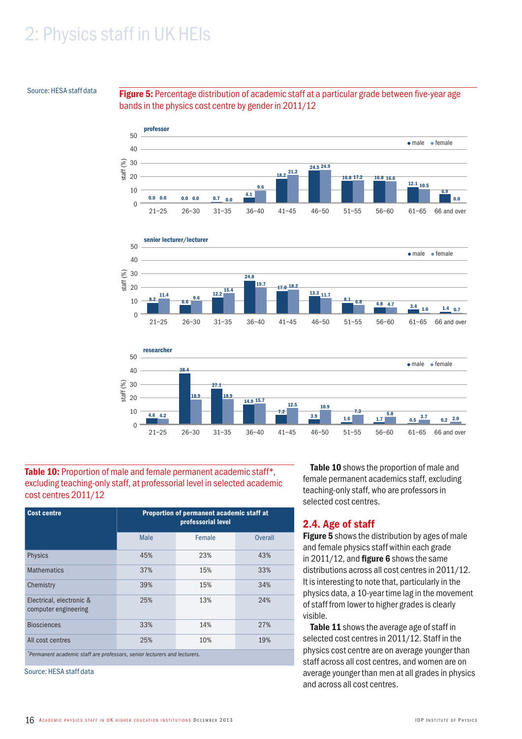# 2: Physics staff in UK HEIs

Source: HESA staff data

**Figure 5:** Percentage distribution of academic staff at a particular grade between five-year age bands in the physics cost centre by gender in 2011/12

**professor**

| Age band | Male (%) | Female (%) |
|---|---|---|
| 21–25 | 0.0 | 0.0 |
| 26–30 | 0.0 | 0.0 |
| 31–35 | 0.7 | 0.0 |
| 36–40 | 4.1 | 9.6 |
| 41–45 | 18.2 | 21.2 |
| 46–50 | 24.5 | 24.9 |
| 51–55 | 16.8 | 17.2 |
| 56–60 | 16.8 | 16.6 |
| 61–65 | 12.1 | 10.5 |
| 66 and over | 6.9 | 0.0 |

**senior lecturer/lecturer**

| Age band | Male (%) | Female (%) |
|---|---|---|
| 21–25 | 8.2 | 11.4 |
| 26–30 | 6.6 | 9.6 |
| 31–35 | 12.2 | 15.4 |
| 36–40 | 24.8 | 19.7 |
| 41–45 | 17.0 | 18.2 |
| 46–50 | 13.3 | 11.7 |
| 51–55 | 8.1 | 6.8 |
| 56–60 | 4.8 | 4.7 |
| 61–65 | 3.4 | 1.0 |
| 66 and over | 1.4 | 0.7 |

**researcher**

| Age band | Male (%) | Female (%) |
|---|---|---|
| 21–25 | 4.6 | 4.2 |
| 26–30 | 38.4 | 18.9 |
| 31–35 | 27.1 | 18.9 |
| 36–40 | 14.9 | 15.7 |
| 41–45 | 7.2 | 12.5 |
| 46–50 | 3.9 | 10.9 |
| 51–55 | 1.6 | 7.3 |
| 56–60 | 1.7 | 5.8 |
| 61–65 | 0.5 | 3.7 |
| 66 and over | 0.2 | 2.0 |

**Table 10:** Proportion of male and female permanent academic staff*, excluding teaching-only staff, at professorial level in selected academic cost centres 2011/12

| Cost centre | Proportion of permanent academic staff at professorial level | | |
|---|---|---|---|
| | Male | Female | Overall |
| Physics | 45% | 23% | 43% |
| Mathematics | 37% | 15% | 33% |
| Chemistry | 39% | 15% | 34% |
| Electrical, electronic & computer engineering | 25% | 13% | 24% |
| Biosciences | 33% | 14% | 27% |
| All cost centres | 25% | 10% | 19% |

*Permanent academic staff are professors, senior lecturers and lecturers.*

Source: HESA staff data

**Table 10** shows the proportion of male and female permanent academics staff, excluding teaching-only staff, who are professors in selected cost centres.

## 2.4. Age of staff

**Figure 5** shows the distribution by ages of male and female physics staff within each grade in 2011/12, and **figure 6** shows the same distributions across all cost centres in 2011/12. It is interesting to note that, particularly in the physics data, a 10-year time lag in the movement of staff from lower to higher grades is clearly visible.

**Table 11** shows the average age of staff in selected cost centres in 2011/12. Staff in the physics cost centre are on average younger than staff across all cost centres, and women are on average younger than men at all grades in physics and across all cost centres.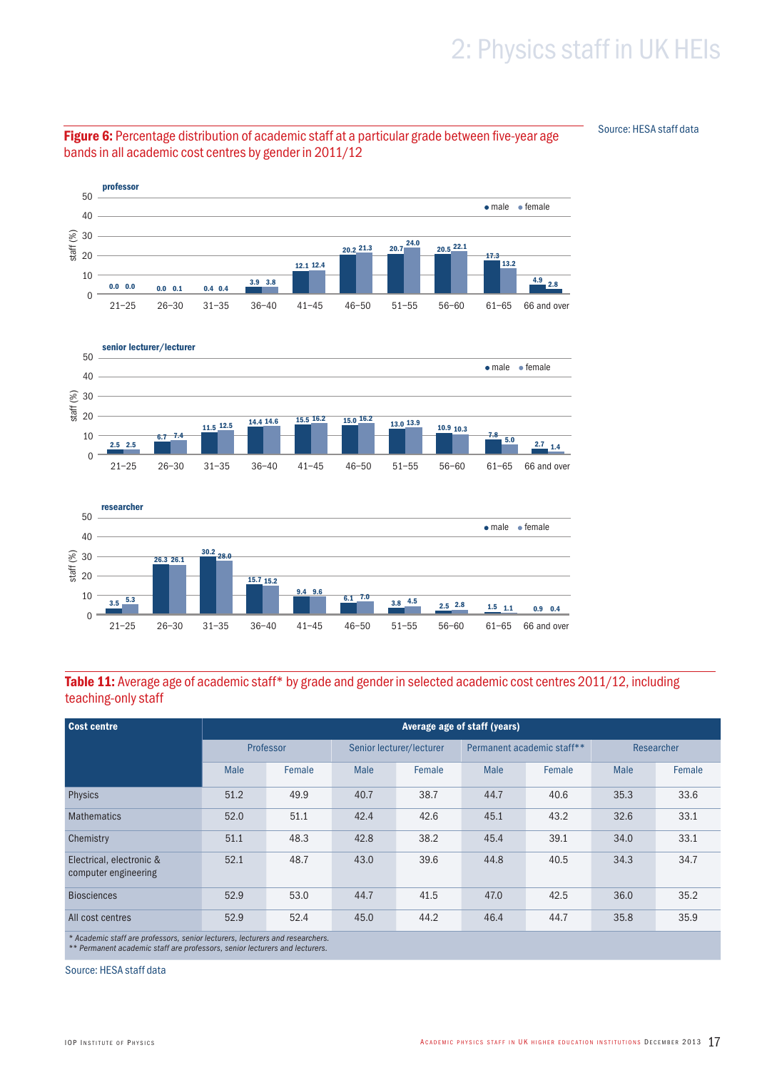**Figure 6:** Percentage distribution of academic staff at a particular grade between five-year age bands in all academic cost centres by gender in 2011/12

Source: HESA staff data

**professor** — staff (%)

| Age band | male | female |
|---|---|---|
| 21–25 | 0.0 | 0.0 |
| 26–30 | 0.0 | 0.1 |
| 31–35 | 0.4 | 0.4 |
| 36–40 | 3.9 | 3.8 |
| 41–45 | 12.1 | 12.4 |
| 46–50 | 20.2 | 21.3 |
| 51–55 | 20.7 | 24.0 |
| 56–60 | 20.5 | 22.1 |
| 61–65 | 17.3 | 13.2 |
| 66 and over | 4.9 | 2.8 |

**senior lecturer/lecturer** — staff (%)

| Age band | male | female |
|---|---|---|
| 21–25 | 2.5 | 2.5 |
| 26–30 | 6.7 | 7.4 |
| 31–35 | 11.5 | 12.5 |
| 36–40 | 14.4 | 14.6 |
| 41–45 | 15.5 | 16.2 |
| 46–50 | 15.0 | 16.2 |
| 51–55 | 13.0 | 13.9 |
| 56–60 | 10.9 | 10.3 |
| 61–65 | 7.8 | 5.0 |
| 66 and over | 2.7 | 1.4 |

**researcher** — staff (%)

| Age band | male | female |
|---|---|---|
| 21–25 | 3.5 | 5.3 |
| 26–30 | 26.3 | 26.1 |
| 31–35 | 30.2 | 28.0 |
| 36–40 | 15.7 | 15.2 |
| 41–45 | 9.4 | 9.6 |
| 46–50 | 6.1 | 7.0 |
| 51–55 | 3.8 | 4.5 |
| 56–60 | 2.5 | 2.8 |
| 61–65 | 1.5 | 1.1 |
| 66 and over | 0.9 | 0.4 |

**Table 11:** Average age of academic staff* by grade and gender in selected academic cost centres 2011/12, including teaching-only staff

| Cost centre | Average age of staff (years) | | | | | | | |
|---|---|---|---|---|---|---|---|---|
| | Professor | | Senior lecturer/lecturer | | Permanent academic staff** | | Researcher | |
| | Male | Female | Male | Female | Male | Female | Male | Female |
| Physics | 51.2 | 49.9 | 40.7 | 38.7 | 44.7 | 40.6 | 35.3 | 33.6 |
| Mathematics | 52.0 | 51.1 | 42.4 | 42.6 | 45.1 | 43.2 | 32.6 | 33.1 |
| Chemistry | 51.1 | 48.3 | 42.8 | 38.2 | 45.4 | 39.1 | 34.0 | 33.1 |
| Electrical, electronic & computer engineering | 52.1 | 48.7 | 43.0 | 39.6 | 44.8 | 40.5 | 34.3 | 34.7 |
| Biosciences | 52.9 | 53.0 | 44.7 | 41.5 | 47.0 | 42.5 | 36.0 | 35.2 |
| All cost centres | 52.9 | 52.4 | 45.0 | 44.2 | 46.4 | 44.7 | 35.8 | 35.9 |

*\* Academic staff are professors, senior lecturers, lecturers and researchers.*
*\*\* Permanent academic staff are professors, senior lecturers and lecturers.*

Source: HESA staff data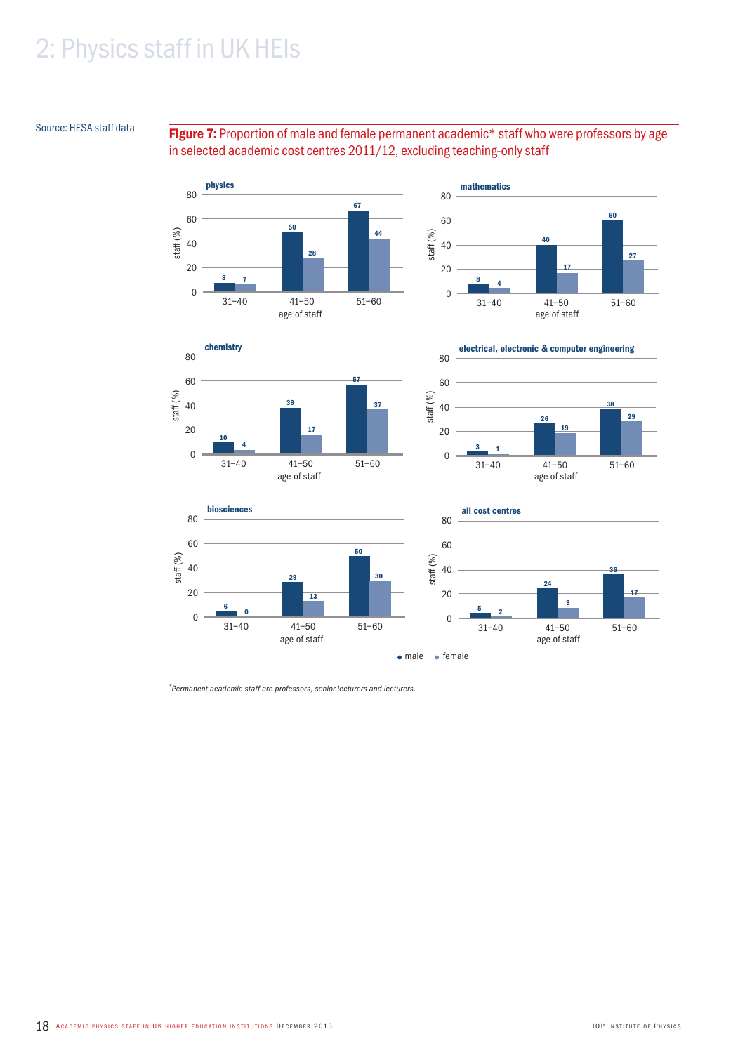# 2: Physics staff in UK HEIs

Source: HESA staff data

**Figure 7:** Proportion of male and female permanent academic* staff who were professors by age in selected academic cost centres 2011/12, excluding teaching-only staff

**physics**

| age of staff | male | female |
|---|---|---|
| 31–40 | 8 | 7 |
| 41–50 | 50 | 28 |
| 51–60 | 67 | 44 |

**mathematics**

| age of staff | male | female |
|---|---|---|
| 31–40 | 8 | 4 |
| 41–50 | 40 | 17 |
| 51–60 | 60 | 27 |

**chemistry**

| age of staff | male | female |
|---|---|---|
| 31–40 | 10 | 4 |
| 41–50 | 39 | 17 |
| 51–60 | 57 | 37 |

**electrical, electronic & computer engineering**

| age of staff | male | female |
|---|---|---|
| 31–40 | 3 | 1 |
| 41–50 | 26 | 19 |
| 51–60 | 38 | 29 |

**biosciences**

| age of staff | male | female |
|---|---|---|
| 31–40 | 6 | 0 |
| 41–50 | 29 | 13 |
| 51–60 | 50 | 30 |

**all cost centres**

| age of staff | male | female |
|---|---|---|
| 31–40 | 5 | 2 |
| 41–50 | 24 | 9 |
| 51–60 | 36 | 17 |

staff (%)

● male ● female

*Permanent academic staff are professors, senior lecturers and lecturers.*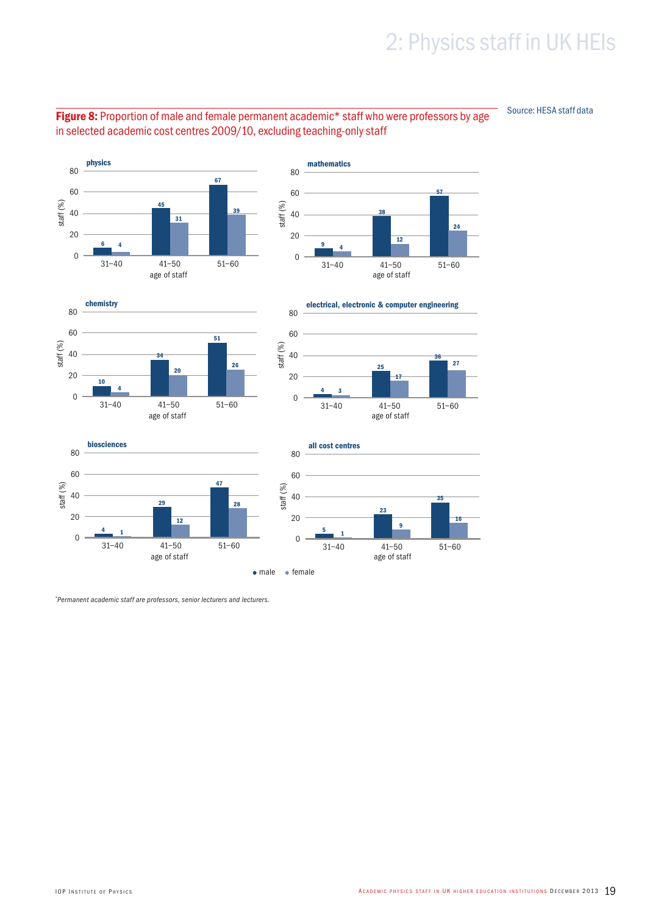**Figure 8:** Proportion of male and female permanent academic* staff who were professors by age in selected academic cost centres 2009/10, excluding teaching-only staff

Source: HESA staff data

**physics** — staff (%) by age of staff

| age of staff | male | female |
|---|---|---|
| 31–40 | 6 | 4 |
| 41–50 | 45 | 31 |
| 51–60 | 67 | 39 |

**mathematics** — staff (%) by age of staff

| age of staff | male | female |
|---|---|---|
| 31–40 | 9 | 4 |
| 41–50 | 38 | 12 |
| 51–60 | 57 | 24 |

**chemistry** — staff (%) by age of staff

| age of staff | male | female |
|---|---|---|
| 31–40 | 10 | 4 |
| 41–50 | 34 | 20 |
| 51–60 | 51 | 26 |

**electrical, electronic & computer engineering** — staff (%) by age of staff

| age of staff | male | female |
|---|---|---|
| 31–40 | 4 | 3 |
| 41–50 | 25 | 17 |
| 51–60 | 36 | 27 |

**biosciences** — staff (%) by age of staff

| age of staff | male | female |
|---|---|---|
| 31–40 | 4 | 1 |
| 41–50 | 29 | 12 |
| 51–60 | 47 | 28 |

**all cost centres** — staff (%) by age of staff

| age of staff | male | female |
|---|---|---|
| 31–40 | 5 | 1 |
| 41–50 | 23 | 9 |
| 51–60 | 35 | 16 |

*Permanent academic staff are professors, senior lecturers and lecturers.*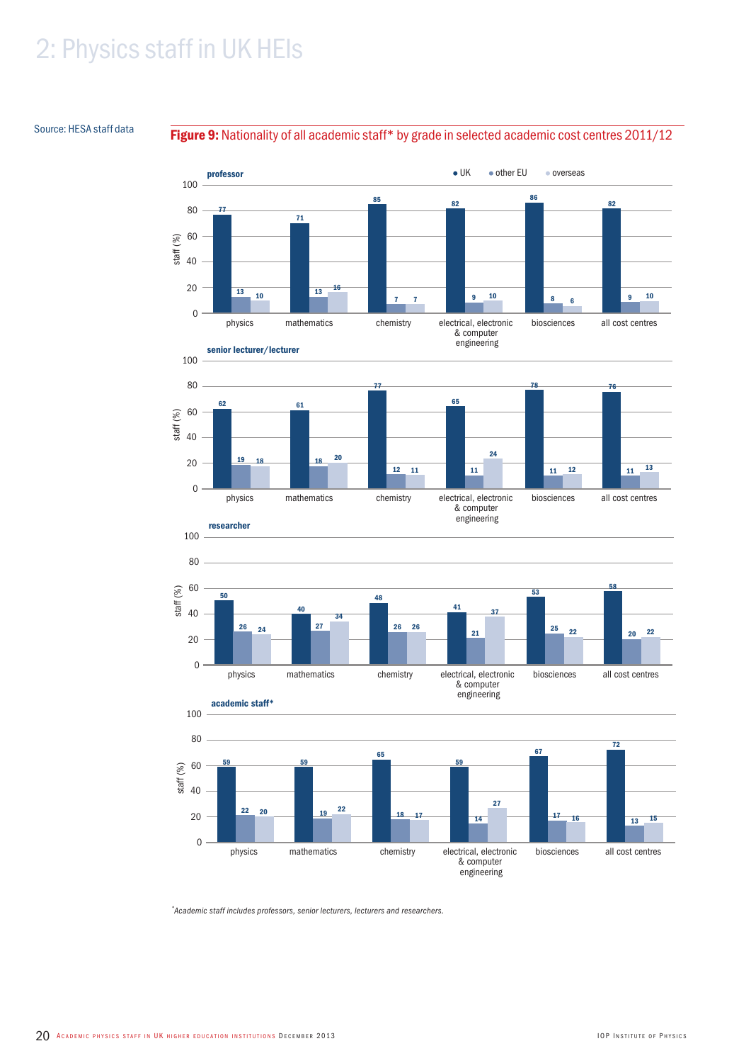# 2: Physics staff in UK HEIs

Source: HESA staff data

**Figure 9:** Nationality of all academic staff* by grade in selected academic cost centres 2011/12

**professor** (staff %)

| | UK | other EU | overseas |
|---|---|---|---|
| physics | 77 | 13 | 10 |
| mathematics | 71 | 13 | 16 |
| chemistry | 85 | 7 | 7 |
| electrical, electronic & computer engineering | 82 | 9 | 10 |
| biosciences | 86 | 8 | 6 |
| all cost centres | 82 | 9 | 10 |

**senior lecturer/lecturer** (staff %)

| | UK | other EU | overseas |
|---|---|---|---|
| physics | 62 | 19 | 18 |
| mathematics | 61 | 18 | 20 |
| chemistry | 77 | 12 | 11 |
| electrical, electronic & computer engineering | 65 | 11 | 24 |
| biosciences | 78 | 11 | 12 |
| all cost centres | 76 | 11 | 13 |

**researcher** (staff %)

| | UK | other EU | overseas |
|---|---|---|---|
| physics | 50 | 26 | 24 |
| mathematics | 40 | 27 | 34 |
| chemistry | 48 | 26 | 26 |
| electrical, electronic & computer engineering | 41 | 21 | 37 |
| biosciences | 53 | 25 | 22 |
| all cost centres | 58 | 20 | 22 |

**academic staff*** (staff %)

| | UK | other EU | overseas |
|---|---|---|---|
| physics | 59 | 22 | 20 |
| mathematics | 59 | 19 | 22 |
| chemistry | 65 | 18 | 17 |
| electrical, electronic & computer engineering | 59 | 14 | 27 |
| biosciences | 67 | 17 | 16 |
| all cost centres | 72 | 13 | 15 |

*Academic staff includes professors, senior lecturers, lecturers and researchers.*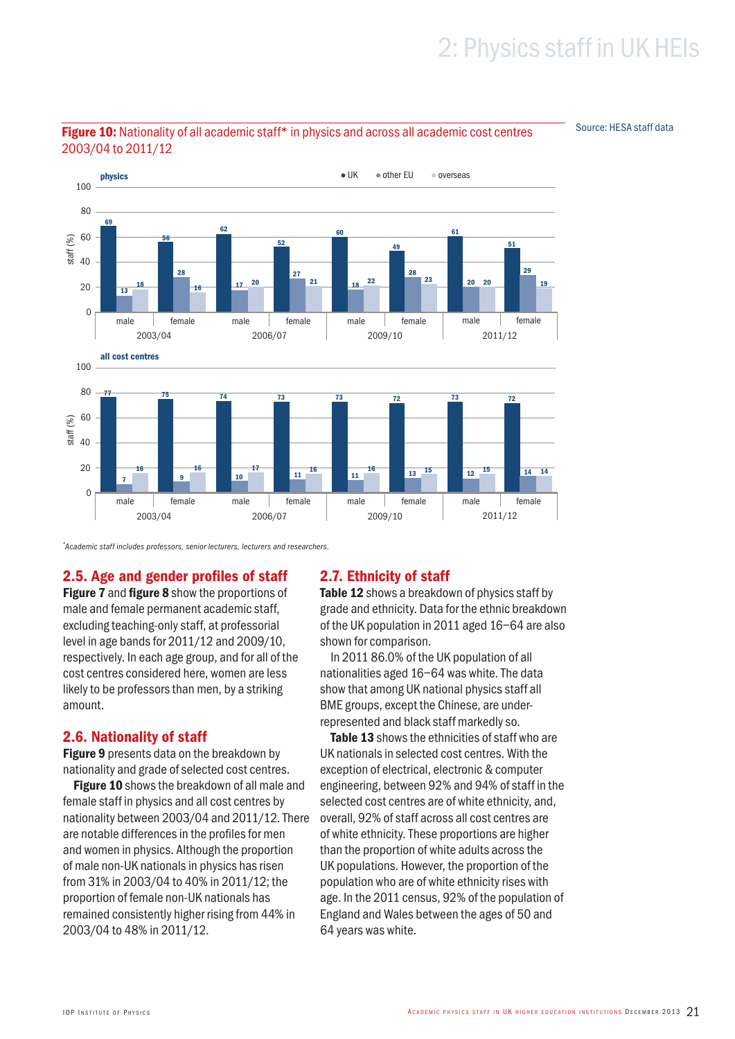**Figure 10:** Nationality of all academic staff* in physics and across all academic cost centres 2003/04 to 2011/12

Source: HESA staff data

**physics**

| Year | Gender | UK | other EU | overseas |
|---|---|---|---|---|
| 2003/04 | male | 69 | 13 | 18 |
| 2003/04 | female | 56 | 28 | 16 |
| 2006/07 | male | 62 | 17 | 20 |
| 2006/07 | female | 52 | 27 | 21 |
| 2009/10 | male | 60 | 18 | 22 |
| 2009/10 | female | 49 | 28 | 23 |
| 2011/12 | male | 61 | 20 | 20 |
| 2011/12 | female | 51 | 29 | 19 |

**all cost centres**

| Year | Gender | UK | other EU | overseas |
|---|---|---|---|---|
| 2003/04 | male | 77 | 7 | 16 |
| 2003/04 | female | 75 | 9 | 16 |
| 2006/07 | male | 74 | 10 | 17 |
| 2006/07 | female | 73 | 11 | 16 |
| 2009/10 | male | 73 | 11 | 16 |
| 2009/10 | female | 72 | 13 | 15 |
| 2011/12 | male | 73 | 12 | 15 |
| 2011/12 | female | 72 | 14 | 14 |

*Academic staff includes professors, senior lecturers, lecturers and researchers.*

## 2.5. Age and gender profiles of staff

**Figure 7** and **figure 8** show the proportions of male and female permanent academic staff, excluding teaching-only staff, at professorial level in age bands for 2011/12 and 2009/10, respectively. In each age group, and for all of the cost centres considered here, women are less likely to be professors than men, by a striking amount.

## 2.6. Nationality of staff

**Figure 9** presents data on the breakdown by nationality and grade of selected cost centres.

**Figure 10** shows the breakdown of all male and female staff in physics and all cost centres by nationality between 2003/04 and 2011/12. There are notable differences in the profiles for men and women in physics. Although the proportion of male non-UK nationals in physics has risen from 31% in 2003/04 to 40% in 2011/12; the proportion of female non-UK nationals has remained consistently higher rising from 44% in 2003/04 to 48% in 2011/12.

## 2.7. Ethnicity of staff

**Table 12** shows a breakdown of physics staff by grade and ethnicity. Data for the ethnic breakdown of the UK population in 2011 aged 16–64 are also shown for comparison.

In 2011 86.0% of the UK population of all nationalities aged 16–64 was white. The data show that among UK national physics staff all BME groups, except the Chinese, are under-represented and black staff markedly so.

**Table 13** shows the ethnicities of staff who are UK nationals in selected cost centres. With the exception of electrical, electronic & computer engineering, between 92% and 94% of staff in the selected cost centres are of white ethnicity, and, overall, 92% of staff across all cost centres are of white ethnicity. These proportions are higher than the proportion of white adults across the UK populations. However, the proportion of the population who are of white ethnicity rises with age. In the 2011 census, 92% of the population of England and Wales between the ages of 50 and 64 years was white.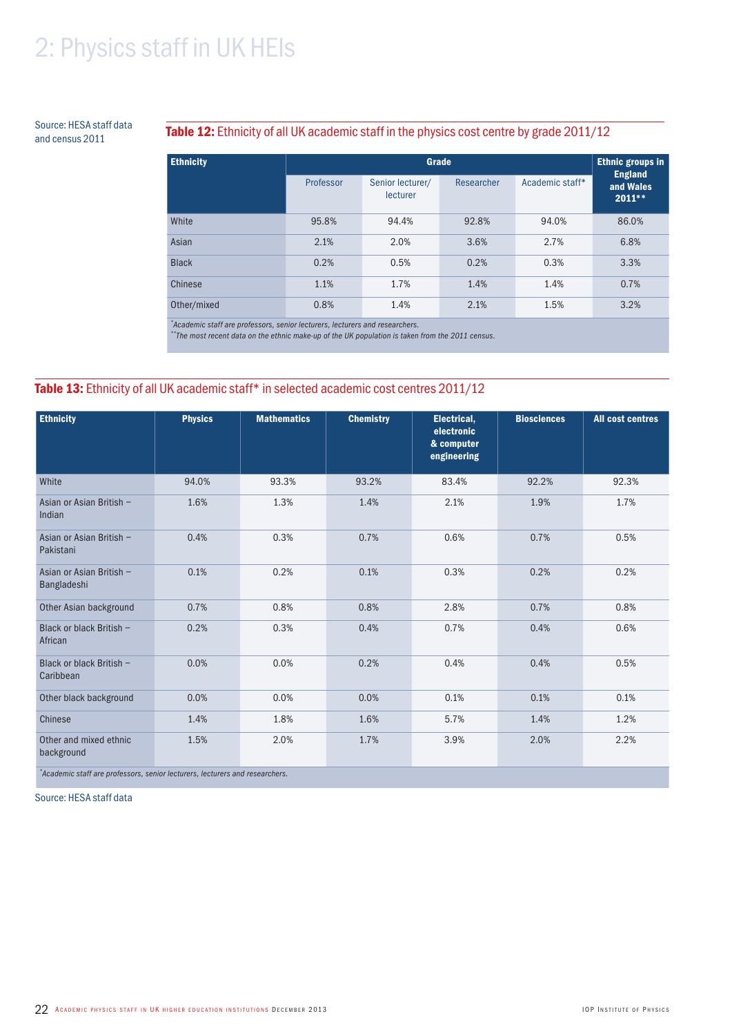# 2: Physics staff in UK HEIs

Source: HESA staff data and census 2011

**Table 12:** Ethnicity of all UK academic staff in the physics cost centre by grade 2011/12

| Ethnicity | Grade | | | | Ethnic groups in England and Wales 2011** |
|---|---|---|---|---|---|
| | Professor | Senior lecturer/ lecturer | Researcher | Academic staff* | |
| White | 95.8% | 94.4% | 92.8% | 94.0% | 86.0% |
| Asian | 2.1% | 2.0% | 3.6% | 2.7% | 6.8% |
| Black | 0.2% | 0.5% | 0.2% | 0.3% | 3.3% |
| Chinese | 1.1% | 1.7% | 1.4% | 1.4% | 0.7% |
| Other/mixed | 0.8% | 1.4% | 2.1% | 1.5% | 3.2% |

*Academic staff are professors, senior lecturers, lecturers and researchers.
**The most recent data on the ethnic make-up of the UK population is taken from the 2011 census.

**Table 13:** Ethnicity of all UK academic staff* in selected academic cost centres 2011/12

| Ethnicity | Physics | Mathematics | Chemistry | Electrical, electronic & computer engineering | Biosciences | All cost centres |
|---|---|---|---|---|---|---|
| White | 94.0% | 93.3% | 93.2% | 83.4% | 92.2% | 92.3% |
| Asian or Asian British – Indian | 1.6% | 1.3% | 1.4% | 2.1% | 1.9% | 1.7% |
| Asian or Asian British – Pakistani | 0.4% | 0.3% | 0.7% | 0.6% | 0.7% | 0.5% |
| Asian or Asian British – Bangladeshi | 0.1% | 0.2% | 0.1% | 0.3% | 0.2% | 0.2% |
| Other Asian background | 0.7% | 0.8% | 0.8% | 2.8% | 0.7% | 0.8% |
| Black or black British – African | 0.2% | 0.3% | 0.4% | 0.7% | 0.4% | 0.6% |
| Black or black British – Caribbean | 0.0% | 0.0% | 0.2% | 0.4% | 0.4% | 0.5% |
| Other black background | 0.0% | 0.0% | 0.0% | 0.1% | 0.1% | 0.1% |
| Chinese | 1.4% | 1.8% | 1.6% | 5.7% | 1.4% | 1.2% |
| Other and mixed ethnic background | 1.5% | 2.0% | 1.7% | 3.9% | 2.0% | 2.2% |

*Academic staff are professors, senior lecturers, lecturers and researchers.

Source: HESA staff data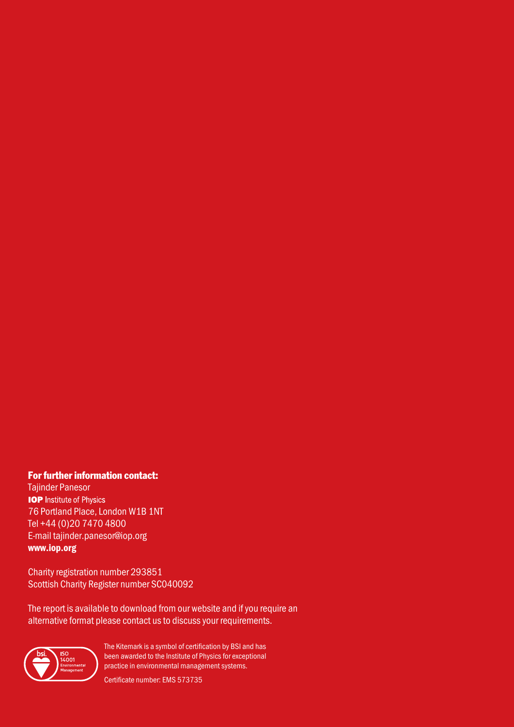**For further information contact:**

Tajinder Panesor
**IOP** Institute of Physics
76 Portland Place, London W1B 1NT
Tel +44 (0)20 7470 4800
E-mail tajinder.panesor@iop.org
**www.iop.org**

Charity registration number 293851
Scottish Charity Register number SC040092

The report is available to download from our website and if you require an alternative format please contact us to discuss your requirements.

bsi. ISO 14001 Environmental Management

The Kitemark is a symbol of certification by BSI and has been awarded to the Institute of Physics for exceptional practice in environmental management systems.

Certificate number: EMS 573735